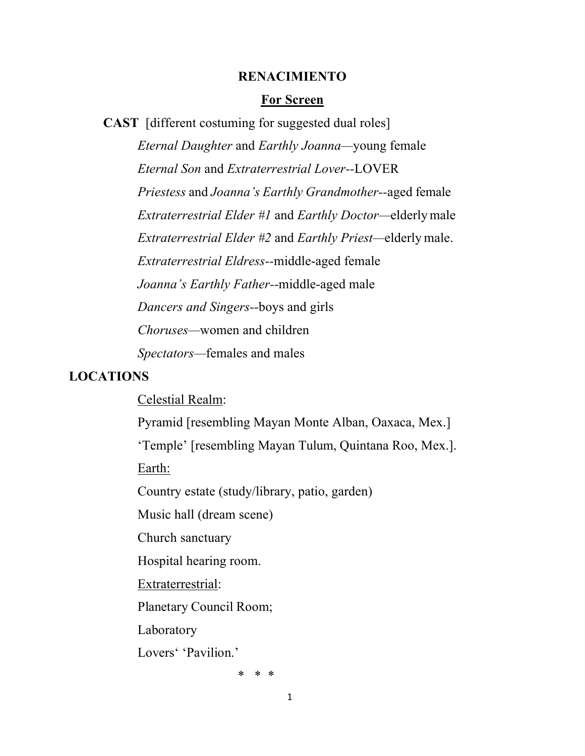# RENACIMIENTO

## <u>For Screen</u>

**CAST** [different costuming for suggested dual roles]

*Eternal Daughter* and *Earthly Joanna*—young female

*Eternal Son* and *Extraterrestrial Lover*--LOVER

*Priestess* and *Joanna's Earthly Grandmother*--aged female

*Extraterrestrial Elder #1* and *Earthly Doctor*—elderly male

*Extraterrestrial Elder #2* and *Earthly Priest*—elderly male.

*Extraterrestrial Eldress*--middle-aged female

*Joanna's Earthly Father*--middle-aged male

*Dancers and Singers*--boys and girls

*Choruses*—women and children

*Spectators*—females and males

**LOCATIONS**

<u>Celestial Realm</u>:

Pyramid [resembling Mayan Monte Alban, Oaxaca, Mex.]

'Temple' [resembling Mayan Tulum, Quintana Roo, Mex.].

<u>Earth:</u>

Country estate (study/library, patio, garden)

Music hall (dream scene)

Church sanctuary

Hospital hearing room.

<u>Extraterrestrial</u>:

Planetary Council Room;

Laboratory

Lovers' 'Pavilion.'

\* \* \*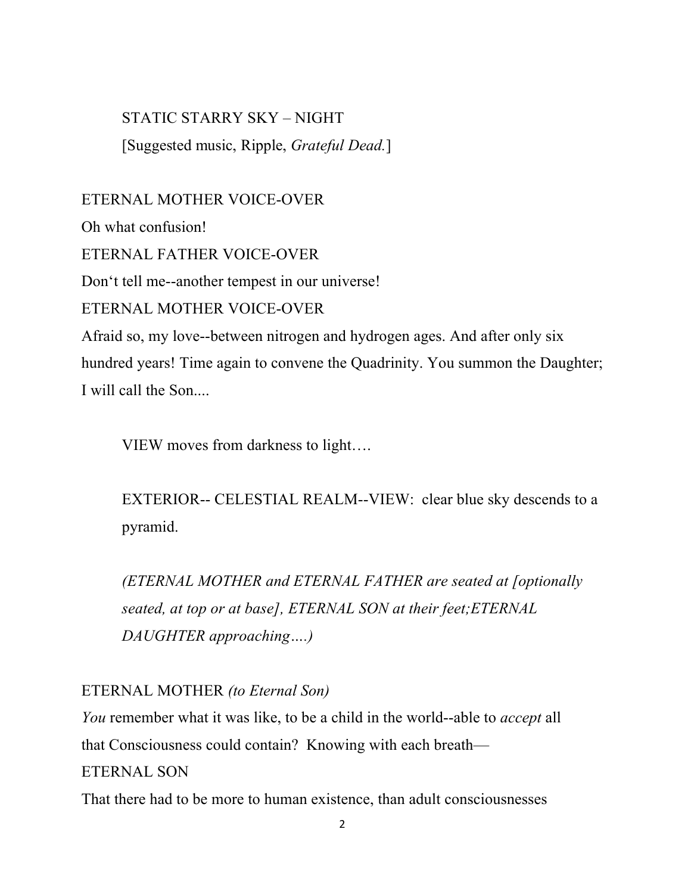STATIC STARRY SKY – NIGHT

[Suggested music, Ripple, *Grateful Dead.*]

ETERNAL MOTHER VOICE-OVER

Oh what confusion!

ETERNAL FATHER VOICE-OVER

Don't tell me--another tempest in our universe!

ETERNAL MOTHER VOICE-OVER

Afraid so, my love--between nitrogen and hydrogen ages. And after only six hundred years! Time again to convene the Quadrinity. You summon the Daughter; I will call the Son....

VIEW moves from darkness to light….

EXTERIOR-- CELESTIAL REALM--VIEW: clear blue sky descends to a pyramid.

*(ETERNAL MOTHER and ETERNAL FATHER are seated at [optionally seated, at top or at base], ETERNAL SON at their feet;ETERNAL DAUGHTER approaching….)*

ETERNAL MOTHER *(to Eternal Son)*

*You* remember what it was like, to be a child in the world--able to *accept* all that Consciousness could contain? Knowing with each breath—

ETERNAL SON

That there had to be more to human existence, than adult consciousnesses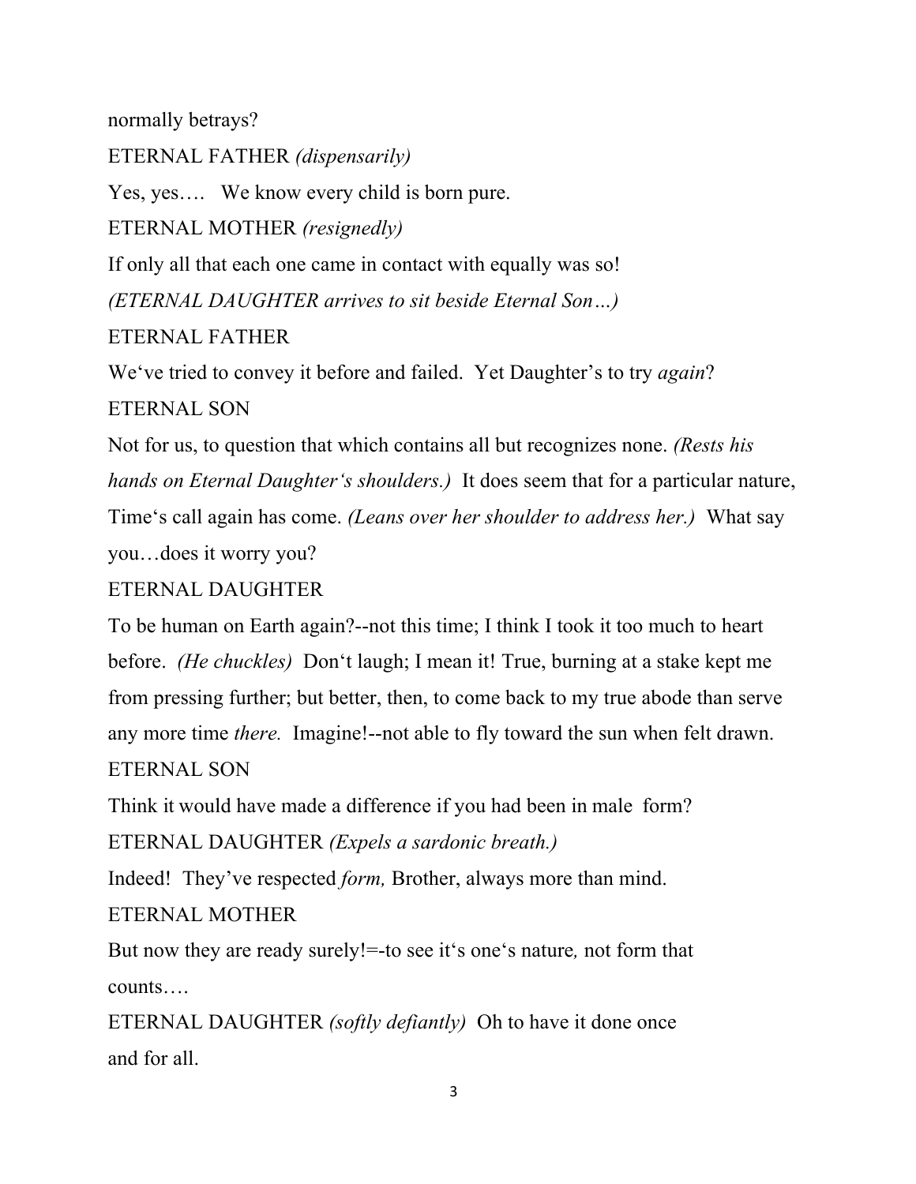normally betrays?

ETERNAL FATHER *(dispensarily)*

Yes, yes…. We know every child is born pure.

ETERNAL MOTHER *(resignedly)*

If only all that each one came in contact with equally was so!

*(ETERNAL DAUGHTER arrives to sit beside Eternal Son…)*

ETERNAL FATHER

We've tried to convey it before and failed. Yet Daughter's to try *again*?

ETERNAL SON

Not for us, to question that which contains all but recognizes none. *(Rests his hands on Eternal Daughter's shoulders.)* It does seem that for a particular nature, Time's call again has come. *(Leans over her shoulder to address her.)* What say you…does it worry you?

ETERNAL DAUGHTER

To be human on Earth again?--not this time; I think I took it too much to heart before. *(He chuckles)* Don't laugh; I mean it! True, burning at a stake kept me from pressing further; but better, then, to come back to my true abode than serve any more time *there.* Imagine!--not able to fly toward the sun when felt drawn.

ETERNAL SON

Think it would have made a difference if you had been in male form?

ETERNAL DAUGHTER *(Expels a sardonic breath.)*

Indeed! They've respected *form,* Brother, always more than mind.

ETERNAL MOTHER

But now they are ready surely!=-to see it's one's nature*,* not form that counts….

ETERNAL DAUGHTER *(softly defiantly)* Oh to have it done once and for all.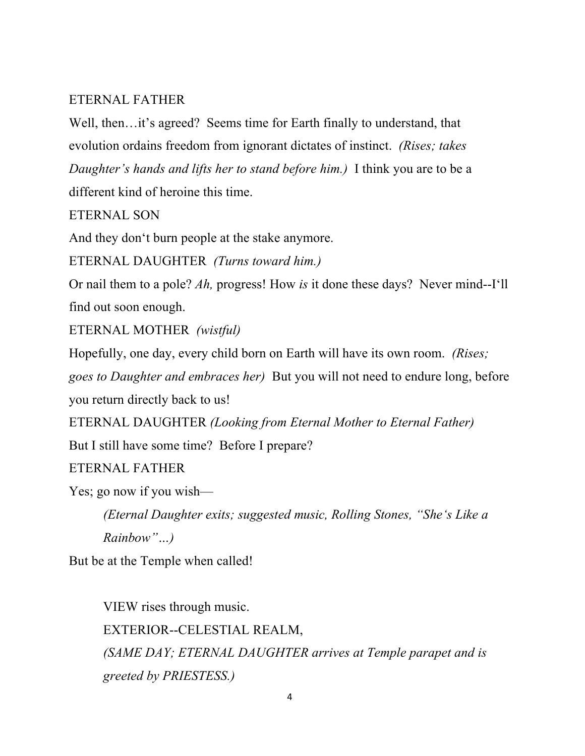ETERNAL FATHER

Well, then…it's agreed? Seems time for Earth finally to understand, that evolution ordains freedom from ignorant dictates of instinct. *(Rises; takes Daughter's hands and lifts her to stand before him.)* I think you are to be a different kind of heroine this time.

ETERNAL SON

And they don't burn people at the stake anymore.

ETERNAL DAUGHTER *(Turns toward him.)*

Or nail them to a pole? *Ah,* progress! How *is* it done these days? Never mind--I'll find out soon enough.

ETERNAL MOTHER *(wistful)*

Hopefully, one day, every child born on Earth will have its own room. *(Rises; goes to Daughter and embraces her)* But you will not need to endure long, before you return directly back to us!

ETERNAL DAUGHTER *(Looking from Eternal Mother to Eternal Father)*

But I still have some time? Before I prepare?

ETERNAL FATHER

Yes; go now if you wish—

> *(Eternal Daughter exits; suggested music, Rolling Stones, "She's Like a Rainbow"…)*

But be at the Temple when called!

> VIEW rises through music.
>
> EXTERIOR--CELESTIAL REALM,
>
> *(SAME DAY; ETERNAL DAUGHTER arrives at Temple parapet and is greeted by PRIESTESS.)*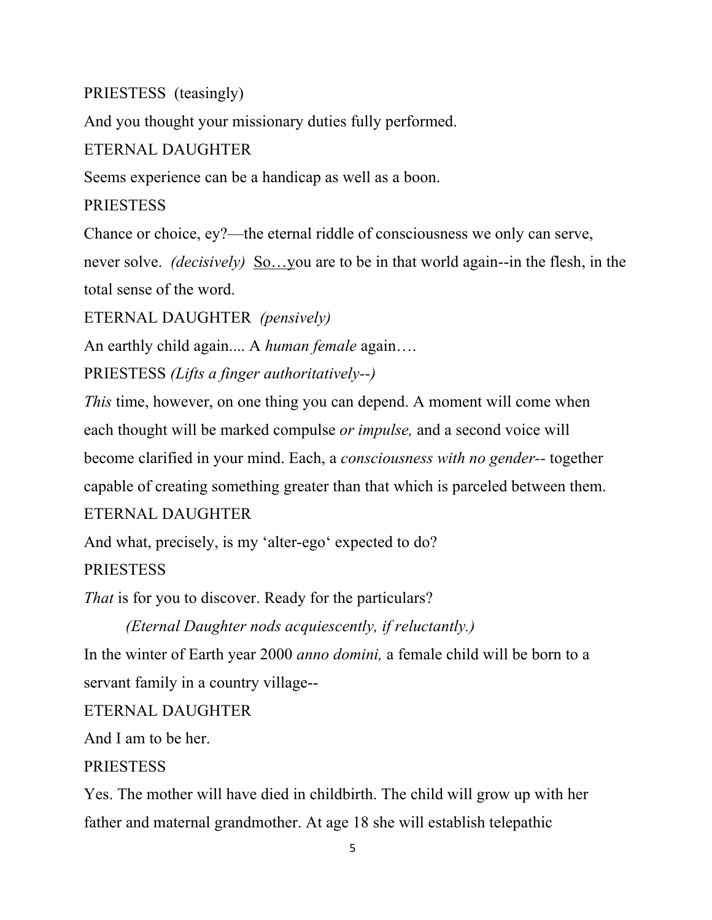PRIESTESS (teasingly)

And you thought your missionary duties fully performed.

ETERNAL DAUGHTER

Seems experience can be a handicap as well as a boon.

PRIESTESS

Chance or choice, ey?—the eternal riddle of consciousness we only can serve, never solve. *(decisively)* <u>So…y</u>ou are to be in that world again--in the flesh, in the total sense of the word.

ETERNAL DAUGHTER *(pensively)*

An earthly child again.... A *human female* again….

PRIESTESS *(Lifts a finger authoritatively--)*

*This* time, however, on one thing you can depend. A moment will come when each thought will be marked compulse *or impulse,* and a second voice will become clarified in your mind. Each, a *consciousness with no gender--* together capable of creating something greater than that which is parceled between them.

ETERNAL DAUGHTER

And what, precisely, is my 'alter-ego' expected to do?

PRIESTESS

*That* is for you to discover. Ready for the particulars?

*(Eternal Daughter nods acquiescently, if reluctantly.)*

In the winter of Earth year 2000 *anno domini,* a female child will be born to a servant family in a country village--

ETERNAL DAUGHTER

And I am to be her.

PRIESTESS

Yes. The mother will have died in childbirth. The child will grow up with her father and maternal grandmother. At age 18 she will establish telepathic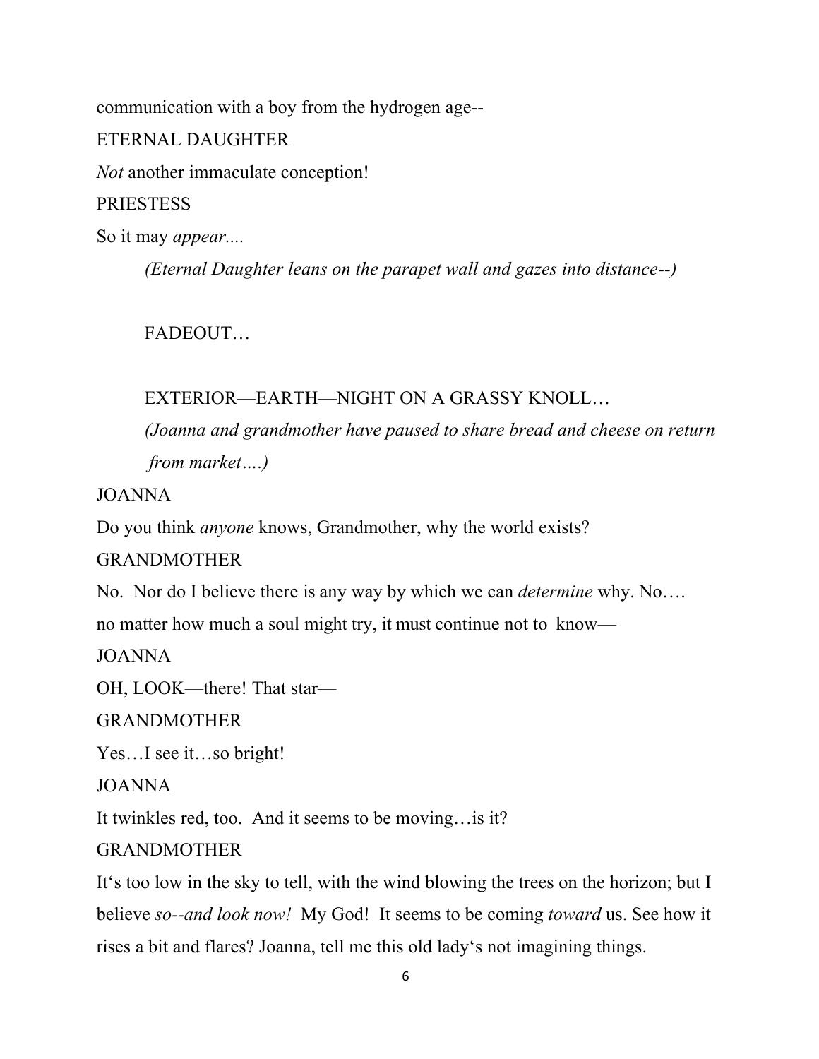communication with a boy from the hydrogen age--

ETERNAL DAUGHTER

*Not* another immaculate conception!

PRIESTESS

So it may *appear....*

*(Eternal Daughter leans on the parapet wall and gazes into distance--)*

FADEOUT…

EXTERIOR—EARTH—NIGHT ON A GRASSY KNOLL…

*(Joanna and grandmother have paused to share bread and cheese on return from market….)*

JOANNA

Do you think *anyone* knows, Grandmother, why the world exists?

GRANDMOTHER

No. Nor do I believe there is any way by which we can *determine* why. No…. no matter how much a soul might try, it must continue not to know—

JOANNA

OH, LOOK—there! That star—

GRANDMOTHER

Yes…I see it…so bright!

JOANNA

It twinkles red, too. And it seems to be moving…is it?

GRANDMOTHER

It's too low in the sky to tell, with the wind blowing the trees on the horizon; but I believe *so--and look now!* My God! It seems to be coming *toward* us. See how it rises a bit and flares? Joanna, tell me this old lady's not imagining things.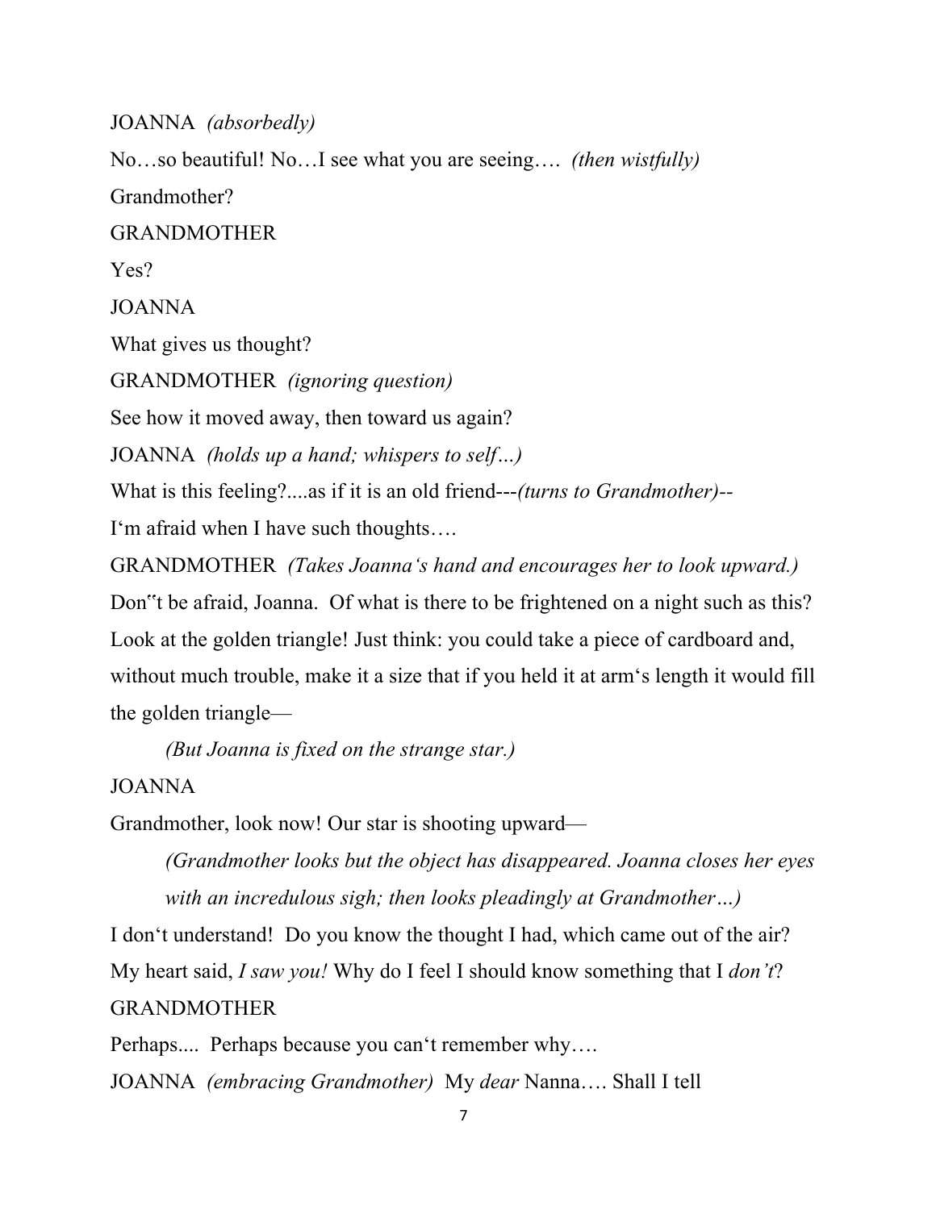JOANNA *(absorbedly)*

No…so beautiful! No…I see what you are seeing…. *(then wistfully)*

Grandmother?

GRANDMOTHER

Yes?

JOANNA

What gives us thought?

GRANDMOTHER *(ignoring question)*

See how it moved away, then toward us again?

JOANNA *(holds up a hand; whispers to self…)*

What is this feeling?....as if it is an old friend---*(turns to Grandmother)*--

I'm afraid when I have such thoughts….

GRANDMOTHER *(Takes Joanna's hand and encourages her to look upward.)*

Don"t be afraid, Joanna. Of what is there to be frightened on a night such as this? Look at the golden triangle! Just think: you could take a piece of cardboard and, without much trouble, make it a size that if you held it at arm's length it would fill the golden triangle—

> *(But Joanna is fixed on the strange star.)*

JOANNA

Grandmother, look now! Our star is shooting upward—

> *(Grandmother looks but the object has disappeared. Joanna closes her eyes with an incredulous sigh; then looks pleadingly at Grandmother…)*

I don't understand! Do you know the thought I had, which came out of the air? My heart said, *I saw you!* Why do I feel I should know something that I *don't*?

GRANDMOTHER

Perhaps.... Perhaps because you can't remember why….

JOANNA *(embracing Grandmother)* My *dear* Nanna…. Shall I tell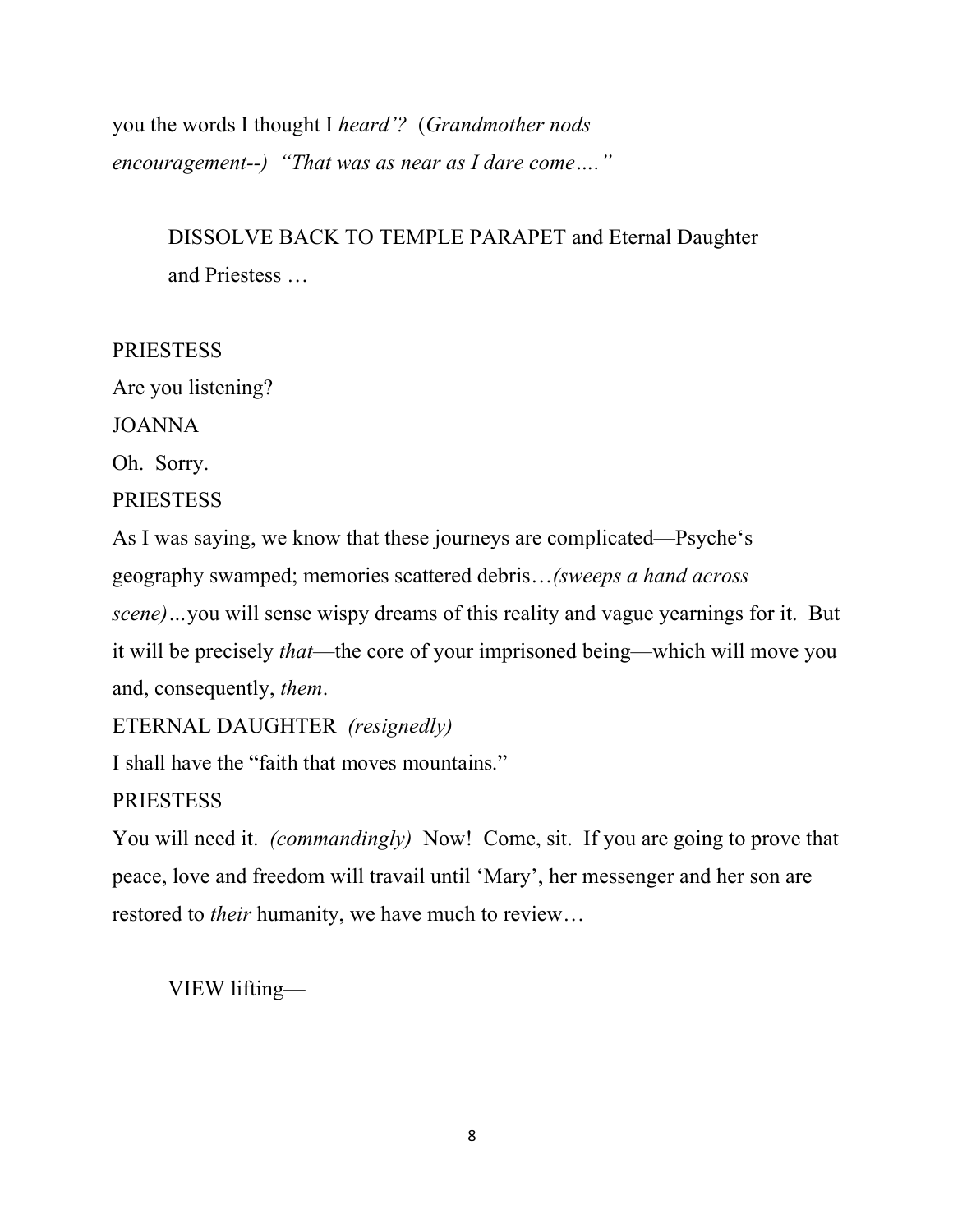you the words I thought I *heard'?* (*Grandmother nods encouragement--) "That was as near as I dare come…."*

DISSOLVE BACK TO TEMPLE PARAPET and Eternal Daughter and Priestess …

PRIESTESS

Are you listening?

JOANNA

Oh. Sorry.

PRIESTESS

As I was saying, we know that these journeys are complicated—Psyche's geography swamped; memories scattered debris…*(sweeps a hand across scene)…*you will sense wispy dreams of this reality and vague yearnings for it. But it will be precisely *that*—the core of your imprisoned being—which will move you and, consequently, *them*.

ETERNAL DAUGHTER *(resignedly)*

I shall have the "faith that moves mountains."

PRIESTESS

You will need it. *(commandingly)* Now! Come, sit. If you are going to prove that peace, love and freedom will travail until 'Mary', her messenger and her son are restored to *their* humanity, we have much to review…

VIEW lifting—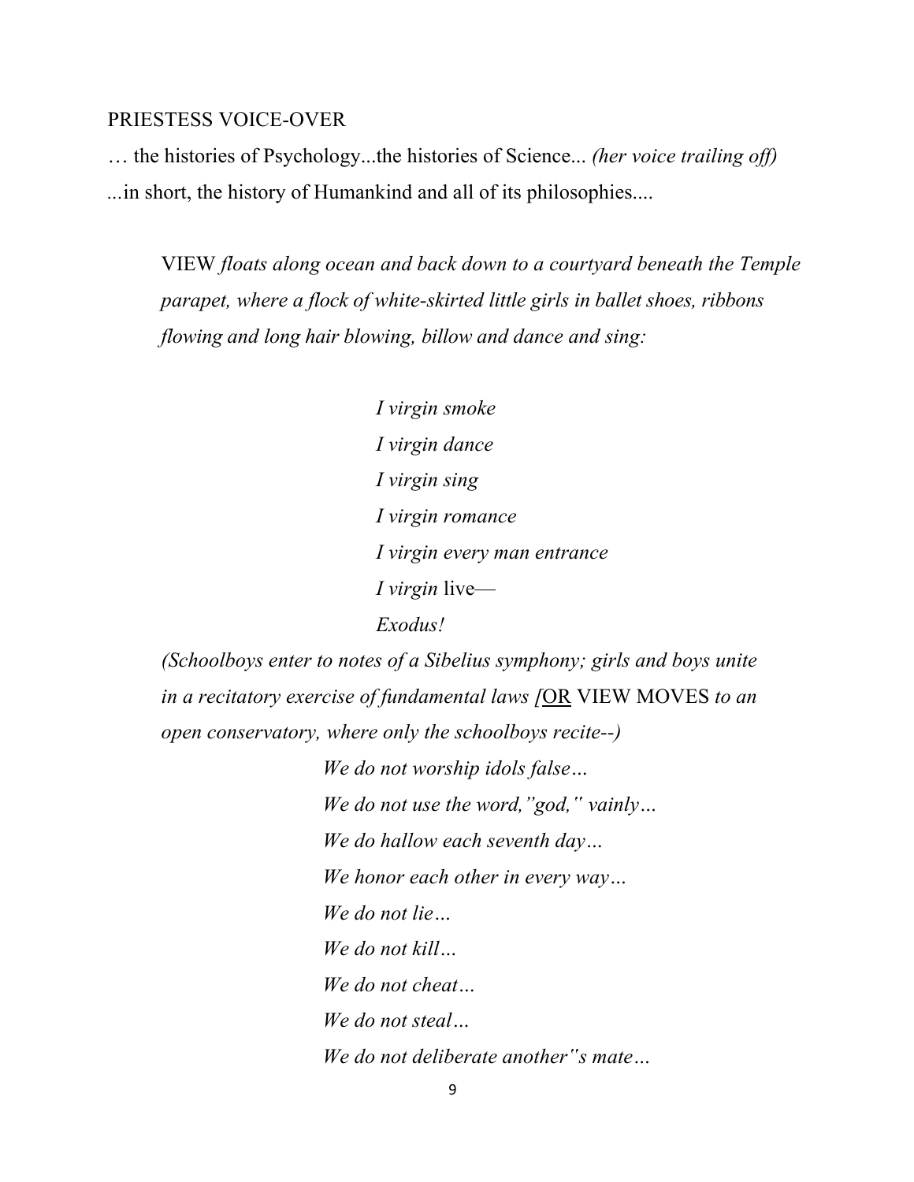PRIESTESS VOICE-OVER

… the histories of Psychology...the histories of Science... *(her voice trailing off)* ...in short, the history of Humankind and all of its philosophies....

VIEW *floats along ocean and back down to a courtyard beneath the Temple parapet, where a flock of white-skirted little girls in ballet shoes, ribbons flowing and long hair blowing, billow and dance and sing:*

*I virgin smoke*
*I virgin dance*
*I virgin sing*
*I virgin romance*
*I virgin every man entrance*
*I virgin* live—
*Exodus!*

*(Schoolboys enter to notes of a Sibelius symphony; girls and boys unite in a recitatory exercise of fundamental laws [*OR VIEW MOVES *to an open conservatory, where only the schoolboys recite--)*

*We do not worship idols false…*
*We do not use the word,"god," vainly…*
*We do hallow each seventh day…*
*We honor each other in every way…*
*We do not lie…*
*We do not kill…*
*We do not cheat…*
*We do not steal…*
*We do not deliberate another"s mate…*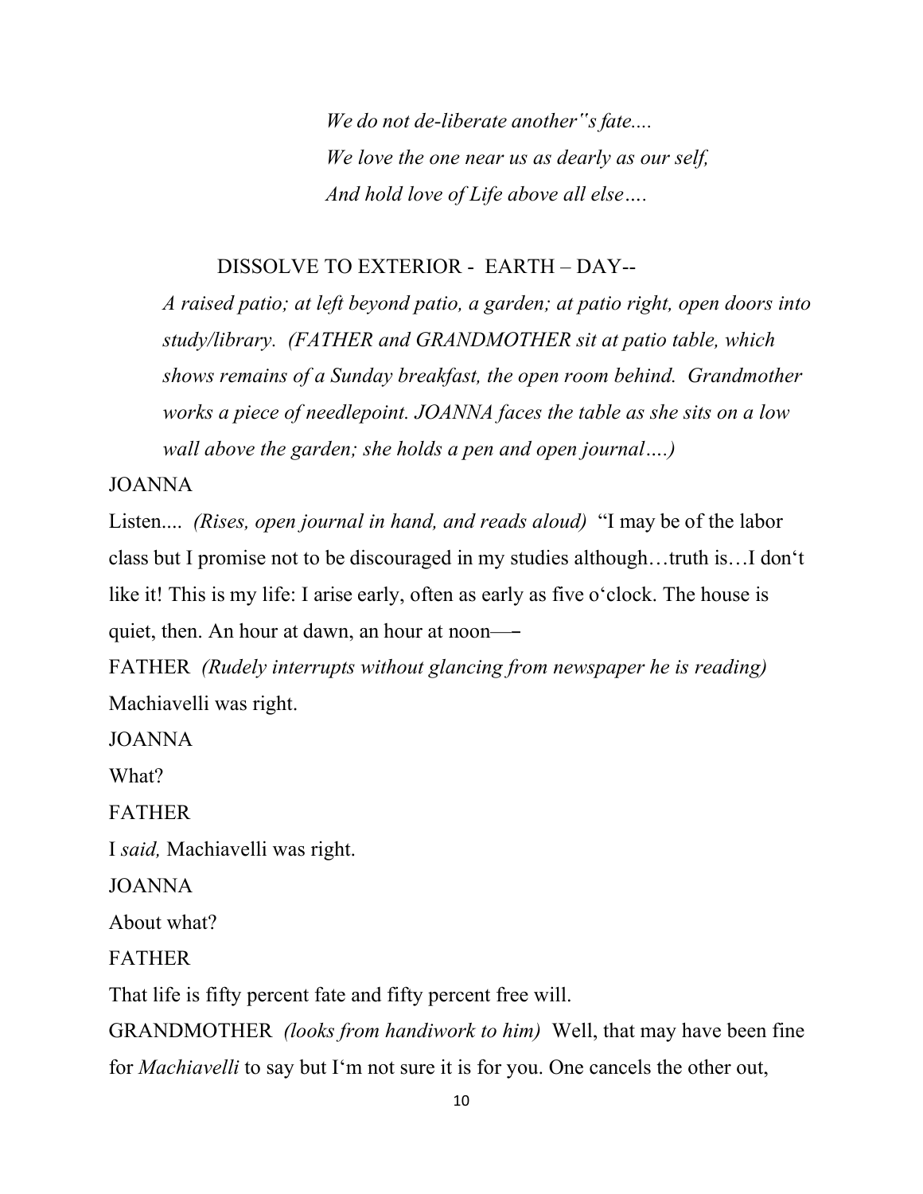*We do not de-liberate another"s fate....*
*We love the one near us as dearly as our self,*
*And hold love of Life above all else….*

DISSOLVE TO EXTERIOR - EARTH – DAY--

*A raised patio; at left beyond patio, a garden; at patio right, open doors into study/library. (FATHER and GRANDMOTHER sit at patio table, which shows remains of a Sunday breakfast, the open room behind. Grandmother works a piece of needlepoint. JOANNA faces the table as she sits on a low wall above the garden; she holds a pen and open journal….)*

JOANNA

Listen.... *(Rises, open journal in hand, and reads aloud)* "I may be of the labor class but I promise not to be discouraged in my studies although…truth is…I don't like it! This is my life: I arise early, often as early as five o'clock. The house is quiet, then. An hour at dawn, an hour at noon—–

FATHER *(Rudely interrupts without glancing from newspaper he is reading)*

Machiavelli was right.

JOANNA

What?

FATHER

I *said,* Machiavelli was right.

JOANNA

About what?

FATHER

That life is fifty percent fate and fifty percent free will.

GRANDMOTHER *(looks from handiwork to him)* Well, that may have been fine for *Machiavelli* to say but I'm not sure it is for you. One cancels the other out,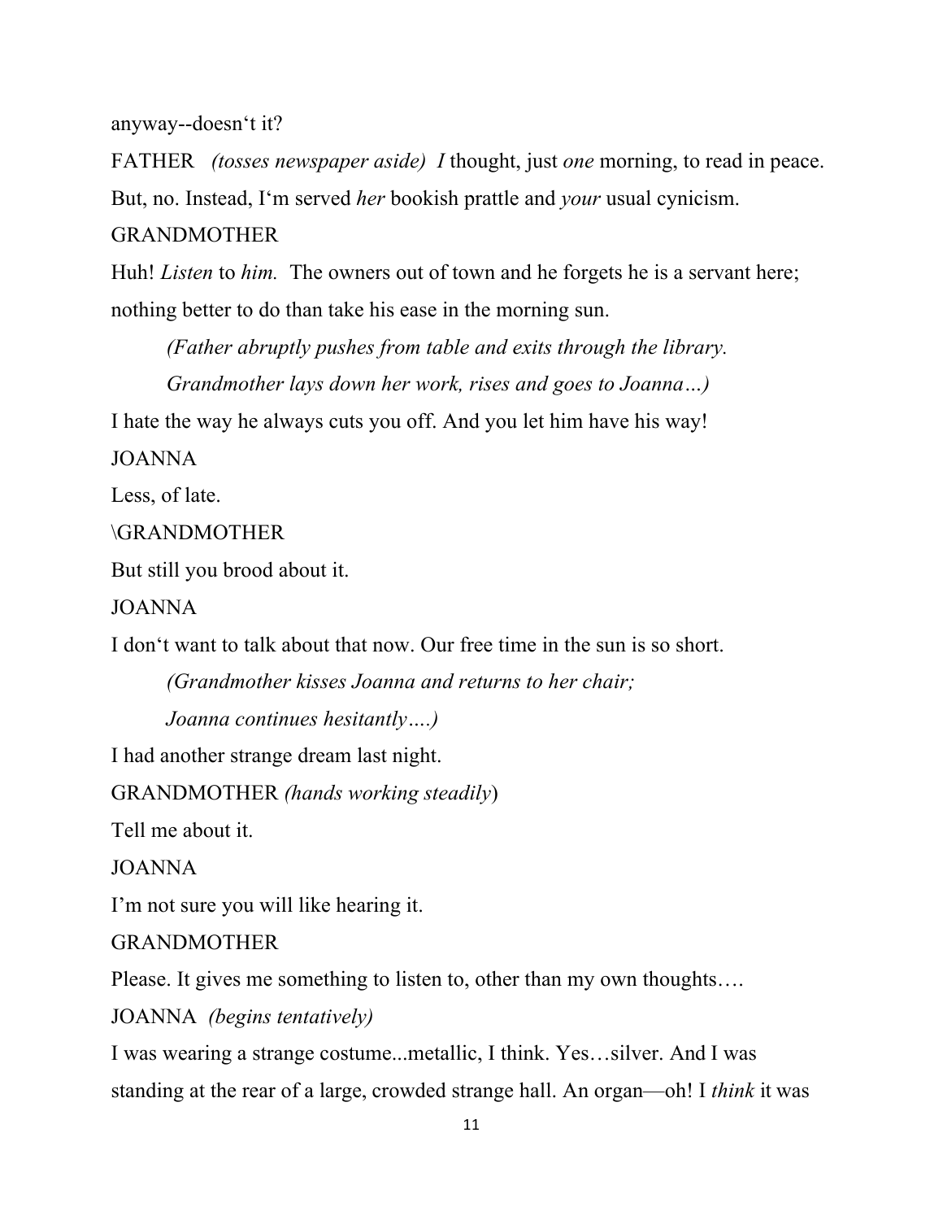anyway--doesn't it?

FATHER *(tosses newspaper aside)* *I* thought, just *one* morning, to read in peace. But, no. Instead, I'm served *her* bookish prattle and *your* usual cynicism.

GRANDMOTHER

Huh! *Listen* to *him.* The owners out of town and he forgets he is a servant here; nothing better to do than take his ease in the morning sun.

> *(Father abruptly pushes from table and exits through the library.*
> *Grandmother lays down her work, rises and goes to Joanna…)*

I hate the way he always cuts you off. And you let him have his way!

JOANNA

Less, of late.

\GRANDMOTHER

But still you brood about it.

JOANNA

I don't want to talk about that now. Our free time in the sun is so short.

> *(Grandmother kisses Joanna and returns to her chair;*
> *Joanna continues hesitantly….)*

I had another strange dream last night.

GRANDMOTHER *(hands working steadily*)

Tell me about it.

JOANNA

I'm not sure you will like hearing it.

GRANDMOTHER

Please. It gives me something to listen to, other than my own thoughts….

JOANNA *(begins tentatively)*

I was wearing a strange costume...metallic, I think. Yes…silver. And I was standing at the rear of a large, crowded strange hall. An organ—oh! I *think* it was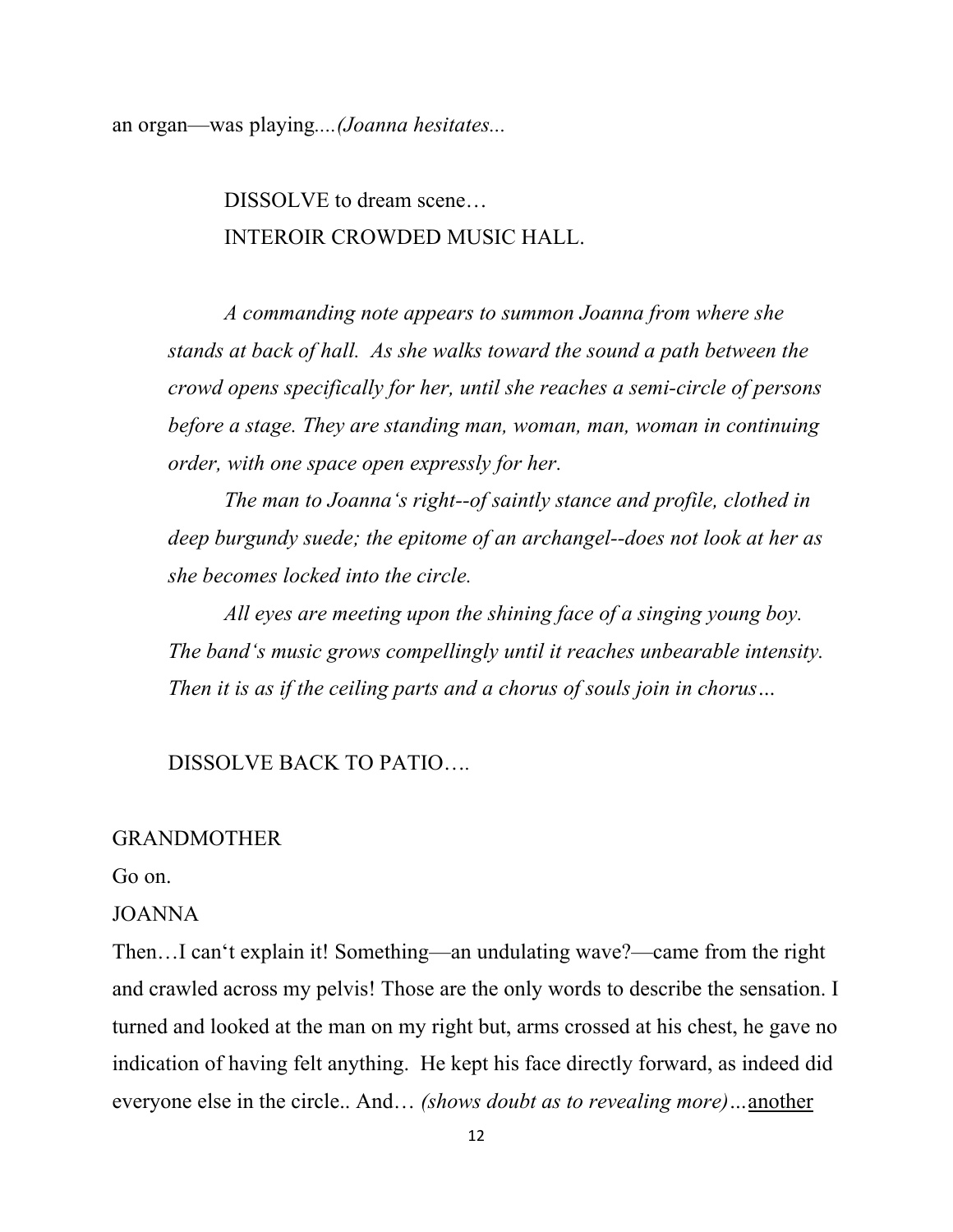an organ—was playing....*(Joanna hesitates...*

DISSOLVE to dream scene…
INTEROIR CROWDED MUSIC HALL.

*A commanding note appears to summon Joanna from where she stands at back of hall. As she walks toward the sound a path between the crowd opens specifically for her, until she reaches a semi-circle of persons before a stage. They are standing man, woman, man, woman in continuing order, with one space open expressly for her.*

*The man to Joanna's right--of saintly stance and profile, clothed in deep burgundy suede; the epitome of an archangel--does not look at her as she becomes locked into the circle.*

*All eyes are meeting upon the shining face of a singing young boy. The band's music grows compellingly until it reaches unbearable intensity. Then it is as if the ceiling parts and a chorus of souls join in chorus…*

DISSOLVE BACK TO PATIO….

GRANDMOTHER

Go on.

JOANNA

Then…I can't explain it! Something—an undulating wave?—came from the right and crawled across my pelvis! Those are the only words to describe the sensation. I turned and looked at the man on my right but, arms crossed at his chest, he gave no indication of having felt anything. He kept his face directly forward, as indeed did everyone else in the circle.. And… *(shows doubt as to revealing more)…*<u>another</u>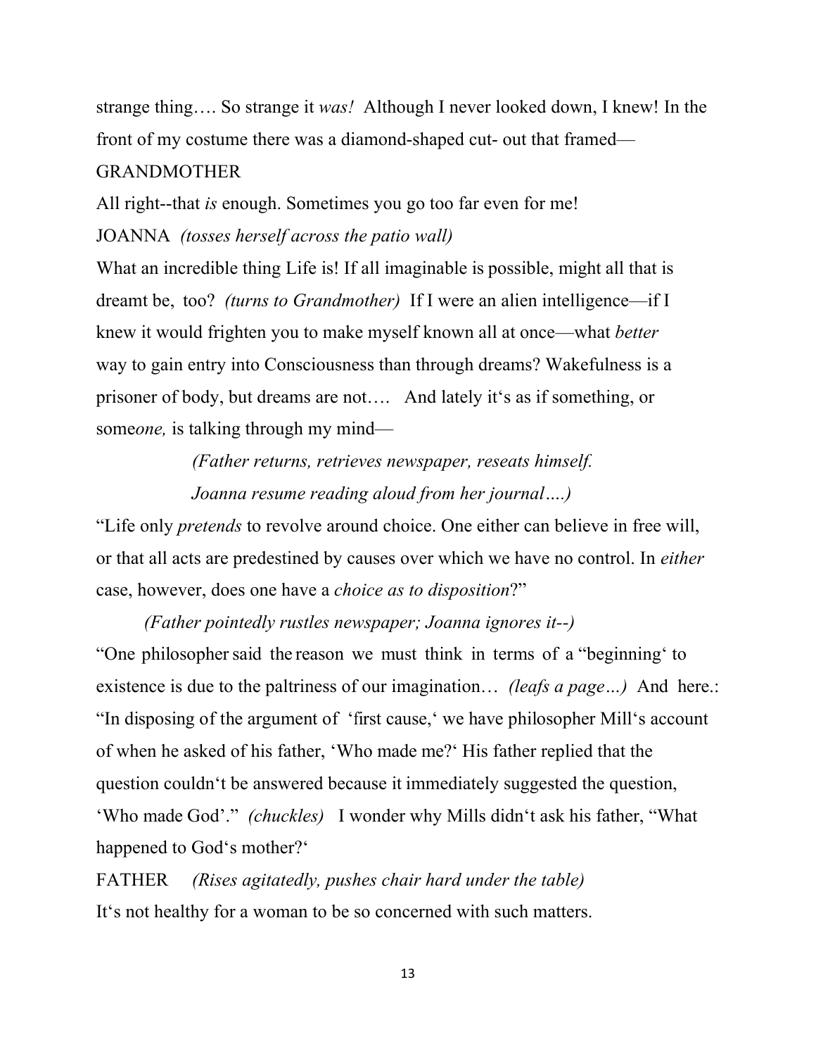strange thing…. So strange it *was!* Although I never looked down, I knew! In the front of my costume there was a diamond-shaped cut- out that framed—

GRANDMOTHER

All right--that *is* enough. Sometimes you go too far even for me!

JOANNA *(tosses herself across the patio wall)*

What an incredible thing Life is! If all imaginable is possible, might all that is dreamt be, too? *(turns to Grandmother)* If I were an alien intelligence—if I knew it would frighten you to make myself known all at once—what *better* way to gain entry into Consciousness than through dreams? Wakefulness is a prisoner of body, but dreams are not…. And lately it's as if something, or some*one,* is talking through my mind—

*(Father returns, retrieves newspaper, reseats himself.*
*Joanna resume reading aloud from her journal….)*

"Life only *pretends* to revolve around choice. One either can believe in free will, or that all acts are predestined by causes over which we have no control. In *either* case, however, does one have a *choice as to disposition*?"

*(Father pointedly rustles newspaper; Joanna ignores it--)*

"One philosopher said the reason we must think in terms of a "beginning' to existence is due to the paltriness of our imagination… *(leafs a page…)* And here.: "In disposing of the argument of 'first cause,' we have philosopher Mill's account of when he asked of his father, 'Who made me?' His father replied that the question couldn't be answered because it immediately suggested the question, 'Who made God'." *(chuckles)* I wonder why Mills didn't ask his father, "What happened to God's mother?'

FATHER *(Rises agitatedly, pushes chair hard under the table)*

It's not healthy for a woman to be so concerned with such matters.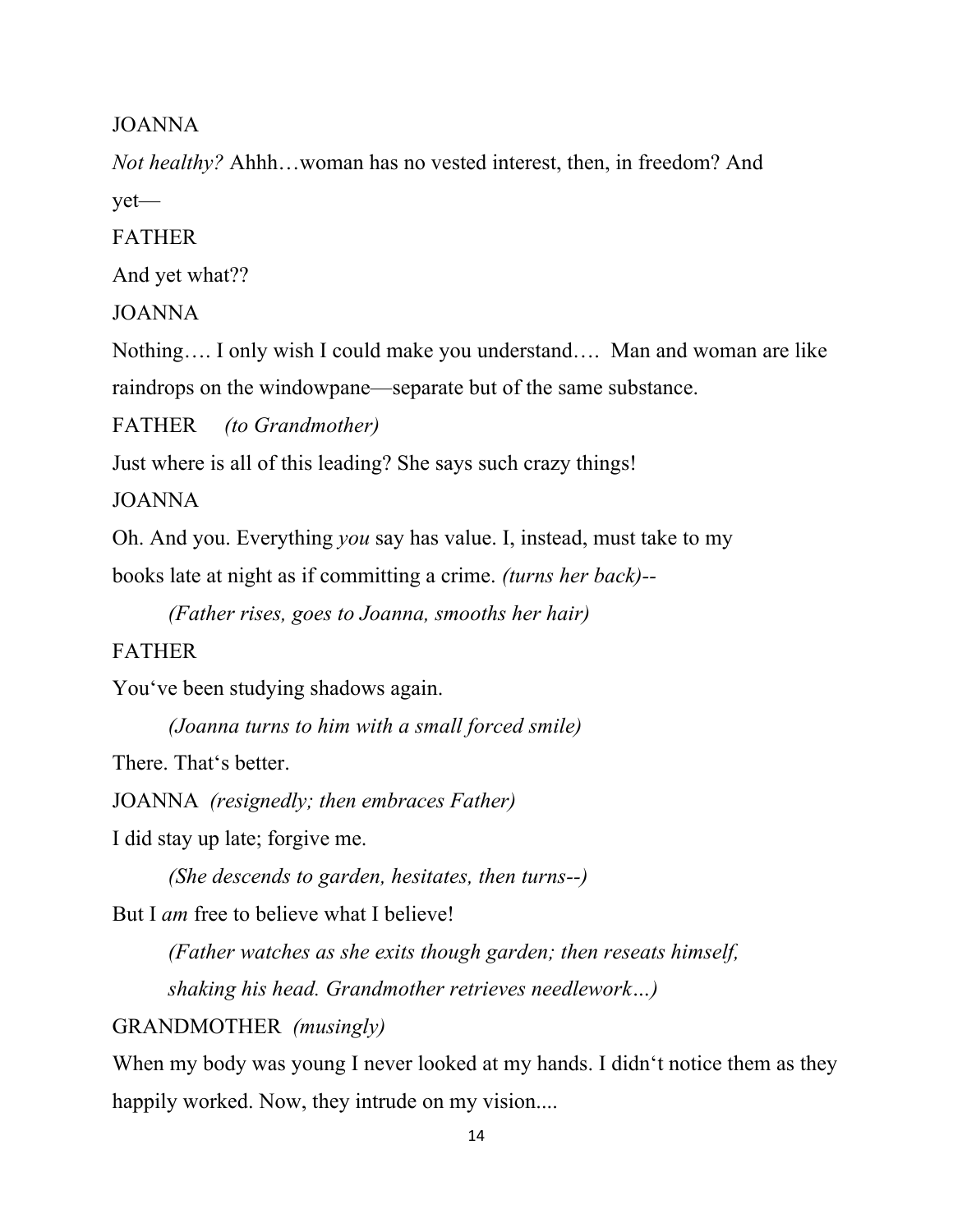JOANNA

*Not healthy?* Ahhh…woman has no vested interest, then, in freedom? And yet—

FATHER

And yet what??

JOANNA

Nothing…. I only wish I could make you understand…. Man and woman are like raindrops on the windowpane—separate but of the same substance.

FATHER *(to Grandmother)*

Just where is all of this leading? She says such crazy things!

JOANNA

Oh. And you. Everything *you* say has value. I, instead, must take to my books late at night as if committing a crime. *(turns her back)--*

*(Father rises, goes to Joanna, smooths her hair)*

FATHER

You've been studying shadows again.

*(Joanna turns to him with a small forced smile)*

There. That's better.

JOANNA *(resignedly; then embraces Father)*

I did stay up late; forgive me.

*(She descends to garden, hesitates, then turns--)*

But I *am* free to believe what I believe!

*(Father watches as she exits though garden; then reseats himself, shaking his head. Grandmother retrieves needlework…)*

GRANDMOTHER *(musingly)*

When my body was young I never looked at my hands. I didn't notice them as they happily worked. Now, they intrude on my vision....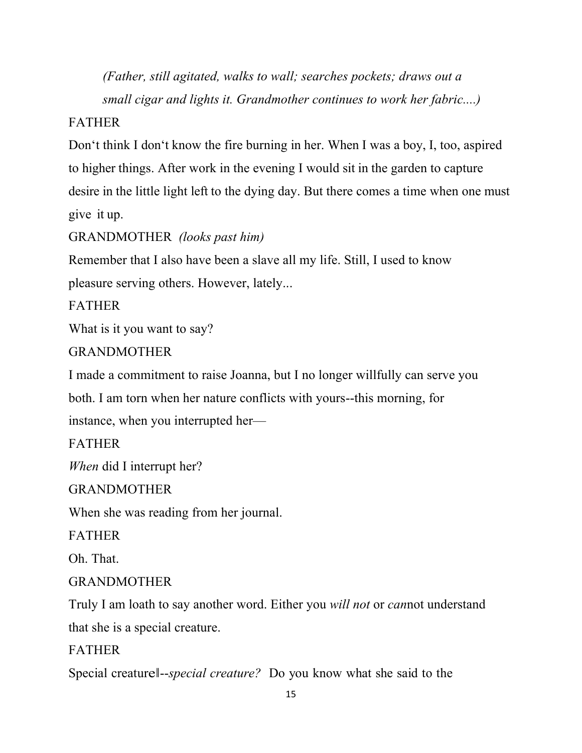*(Father, still agitated, walks to wall; searches pockets; draws out a small cigar and lights it. Grandmother continues to work her fabric....)*

FATHER

Don't think I don't know the fire burning in her. When I was a boy, I, too, aspired to higher things. After work in the evening I would sit in the garden to capture desire in the little light left to the dying day. But there comes a time when one must give it up.

GRANDMOTHER *(looks past him)*

Remember that I also have been a slave all my life. Still, I used to know pleasure serving others. However, lately...

FATHER

What is it you want to say?

GRANDMOTHER

I made a commitment to raise Joanna, but I no longer willfully can serve you both. I am torn when her nature conflicts with yours--this morning, for instance, when you interrupted her—

FATHER

*When* did I interrupt her?

GRANDMOTHER

When she was reading from her journal.

FATHER

Oh. That.

GRANDMOTHER

Truly I am loath to say another word. Either you *will not* or *can*not understand that she is a special creature.

FATHER

Special creature‖--*special creature?* Do you know what she said to the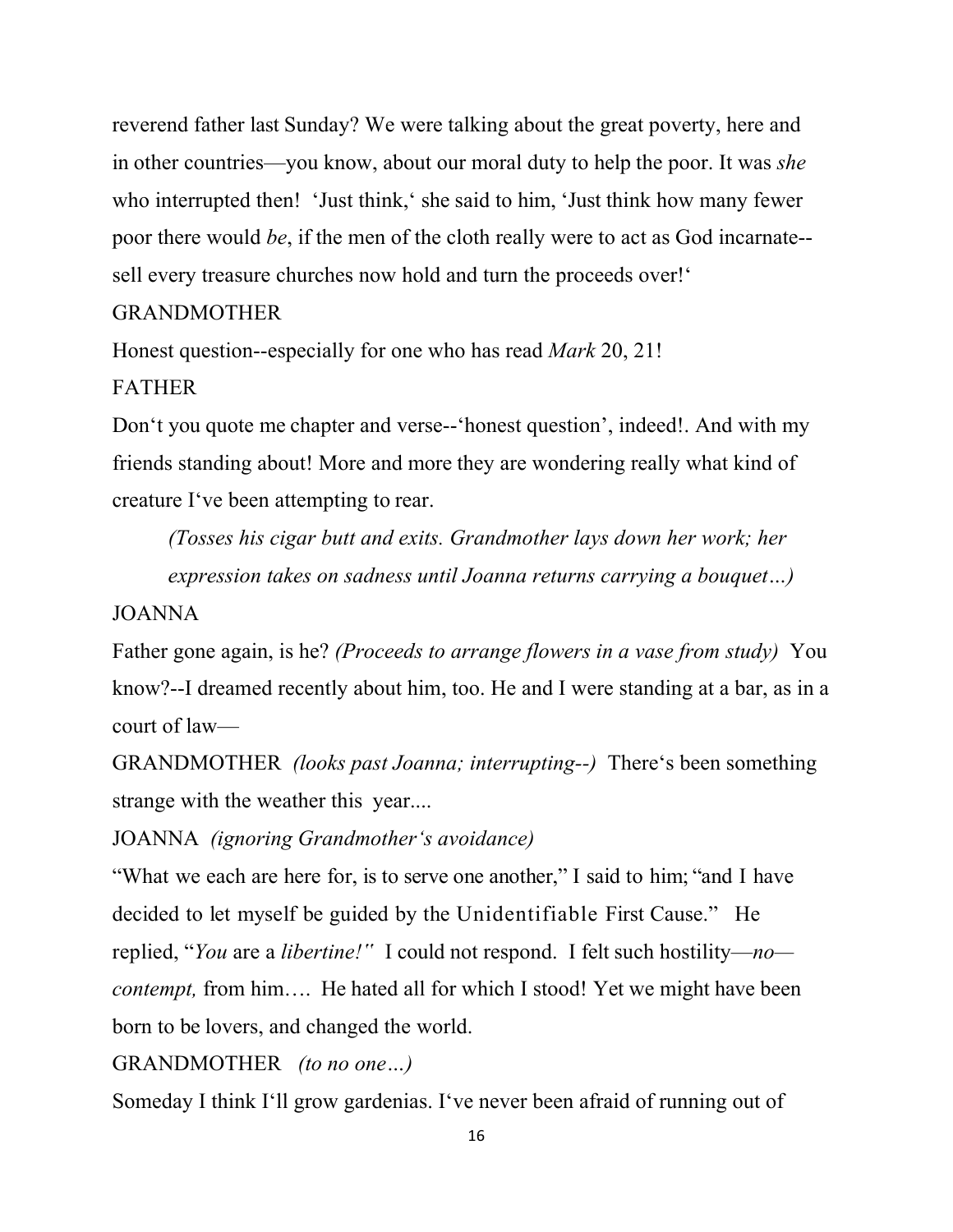reverend father last Sunday? We were talking about the great poverty, here and in other countries—you know, about our moral duty to help the poor. It was *she* who interrupted then! 'Just think,' she said to him, 'Just think how many fewer poor there would *be*, if the men of the cloth really were to act as God incarnate--sell every treasure churches now hold and turn the proceeds over!'

GRANDMOTHER

Honest question--especially for one who has read *Mark* 20, 21!

FATHER

Don't you quote me chapter and verse--'honest question', indeed!. And with my friends standing about! More and more they are wondering really what kind of creature I've been attempting to rear.

*(Tosses his cigar butt and exits. Grandmother lays down her work; her expression takes on sadness until Joanna returns carrying a bouquet…)*

JOANNA

Father gone again, is he? *(Proceeds to arrange flowers in a vase from study)* You know?--I dreamed recently about him, too. He and I were standing at a bar, as in a court of law—

GRANDMOTHER *(looks past Joanna; interrupting--)* There's been something strange with the weather this year....

JOANNA *(ignoring Grandmother's avoidance)*

"What we each are here for, is to serve one another," I said to him; "and I have decided to let myself be guided by the Unidentifiable First Cause." He replied, "*You* are a *libertine!"* I could not respond. I felt such hostility—*no*—*contempt,* from him…. He hated all for which I stood! Yet we might have been born to be lovers, and changed the world.

GRANDMOTHER *(to no one…)*

Someday I think I'll grow gardenias. I've never been afraid of running out of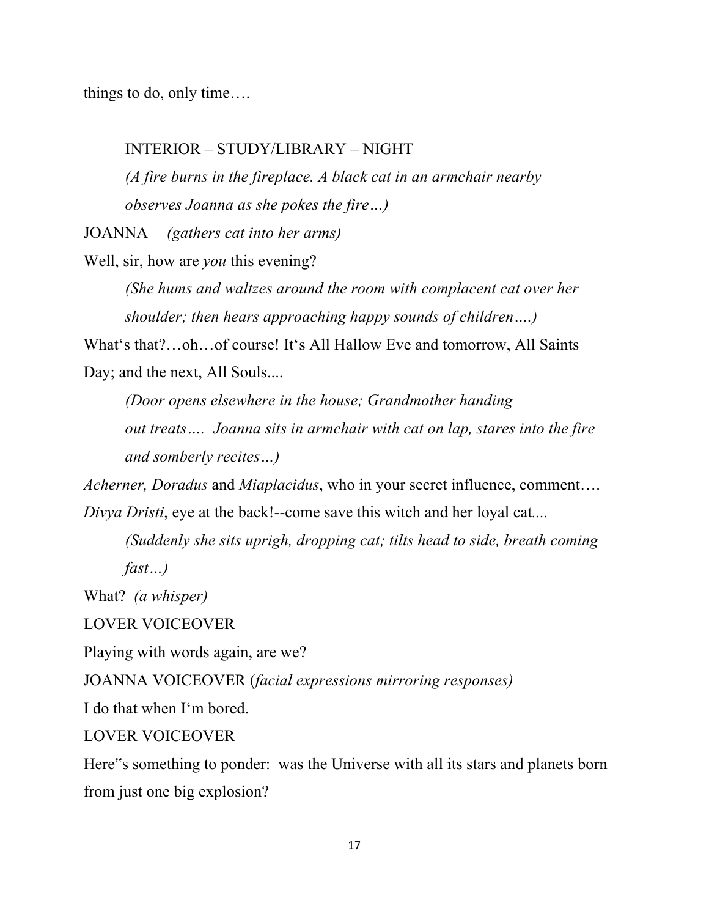things to do, only time….

INTERIOR – STUDY/LIBRARY – NIGHT

*(A fire burns in the fireplace. A black cat in an armchair nearby observes Joanna as she pokes the fire…)*

JOANNA *(gathers cat into her arms)*

Well, sir, how are *you* this evening?

*(She hums and waltzes around the room with complacent cat over her shoulder; then hears approaching happy sounds of children….)*

What's that?…oh…of course! It's All Hallow Eve and tomorrow, All Saints Day; and the next, All Souls....

*(Door opens elsewhere in the house; Grandmother handing out treats…. Joanna sits in armchair with cat on lap, stares into the fire and somberly recites…)*

*Acherner, Doradus* and *Miaplacidus*, who in your secret influence, comment….

*Divya Dristi*, eye at the back!--come save this witch and her loyal cat*....*

*(Suddenly she sits uprigh, dropping cat; tilts head to side, breath coming fast…)*

What? *(a whisper)*

LOVER VOICEOVER

Playing with words again, are we?

JOANNA VOICEOVER (*facial expressions mirroring responses)*

I do that when I'm bored.

LOVER VOICEOVER

Here"s something to ponder: was the Universe with all its stars and planets born from just one big explosion?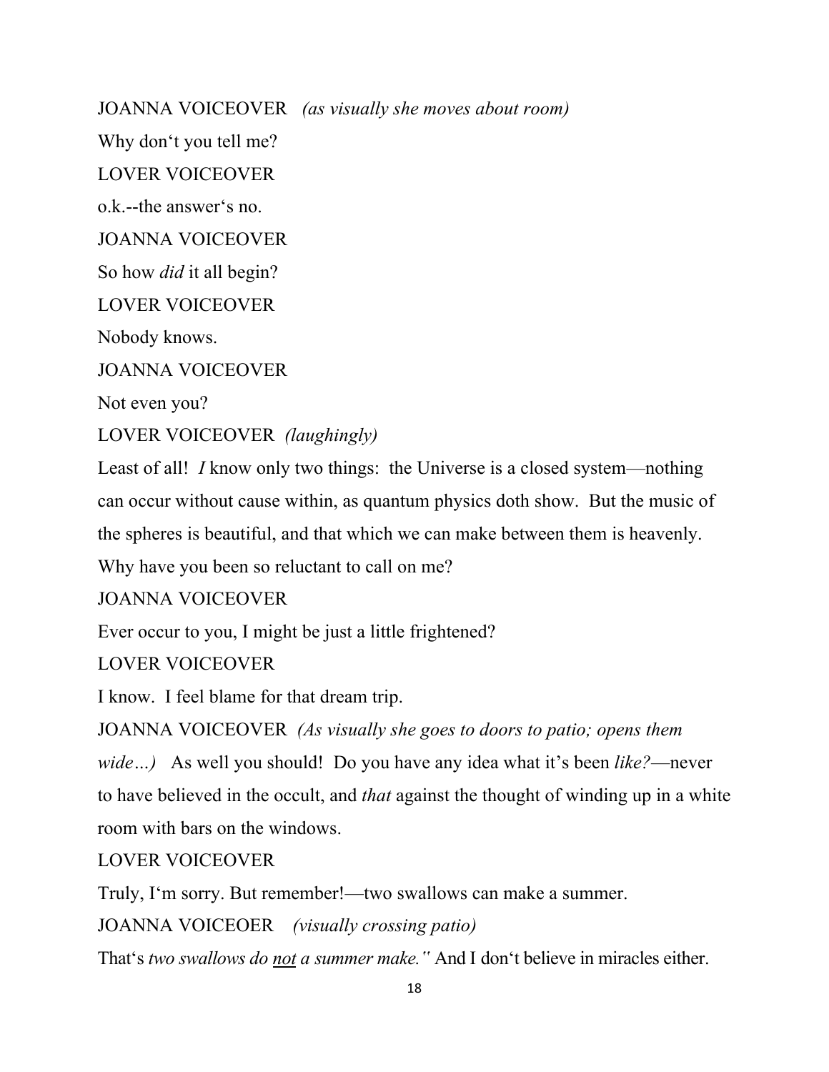JOANNA VOICEOVER *(as visually she moves about room)*

Why don't you tell me?

LOVER VOICEOVER

o.k.--the answer's no.

JOANNA VOICEOVER

So how *did* it all begin?

LOVER VOICEOVER

Nobody knows.

JOANNA VOICEOVER

Not even you?

LOVER VOICEOVER *(laughingly)*

Least of all! *I* know only two things: the Universe is a closed system—nothing can occur without cause within, as quantum physics doth show. But the music of the spheres is beautiful, and that which we can make between them is heavenly. Why have you been so reluctant to call on me?

JOANNA VOICEOVER

Ever occur to you, I might be just a little frightened?

LOVER VOICEOVER

I know. I feel blame for that dream trip.

JOANNA VOICEOVER *(As visually she goes to doors to patio; opens them wide…)* As well you should! Do you have any idea what it's been *like?*—never to have believed in the occult, and *that* against the thought of winding up in a white room with bars on the windows.

LOVER VOICEOVER

Truly, I'm sorry. But remember!—two swallows can make a summer.

JOANNA VOICEOER *(visually crossing patio)*

That's *two swallows do <u>not</u> a summer make."* And I don't believe in miracles either.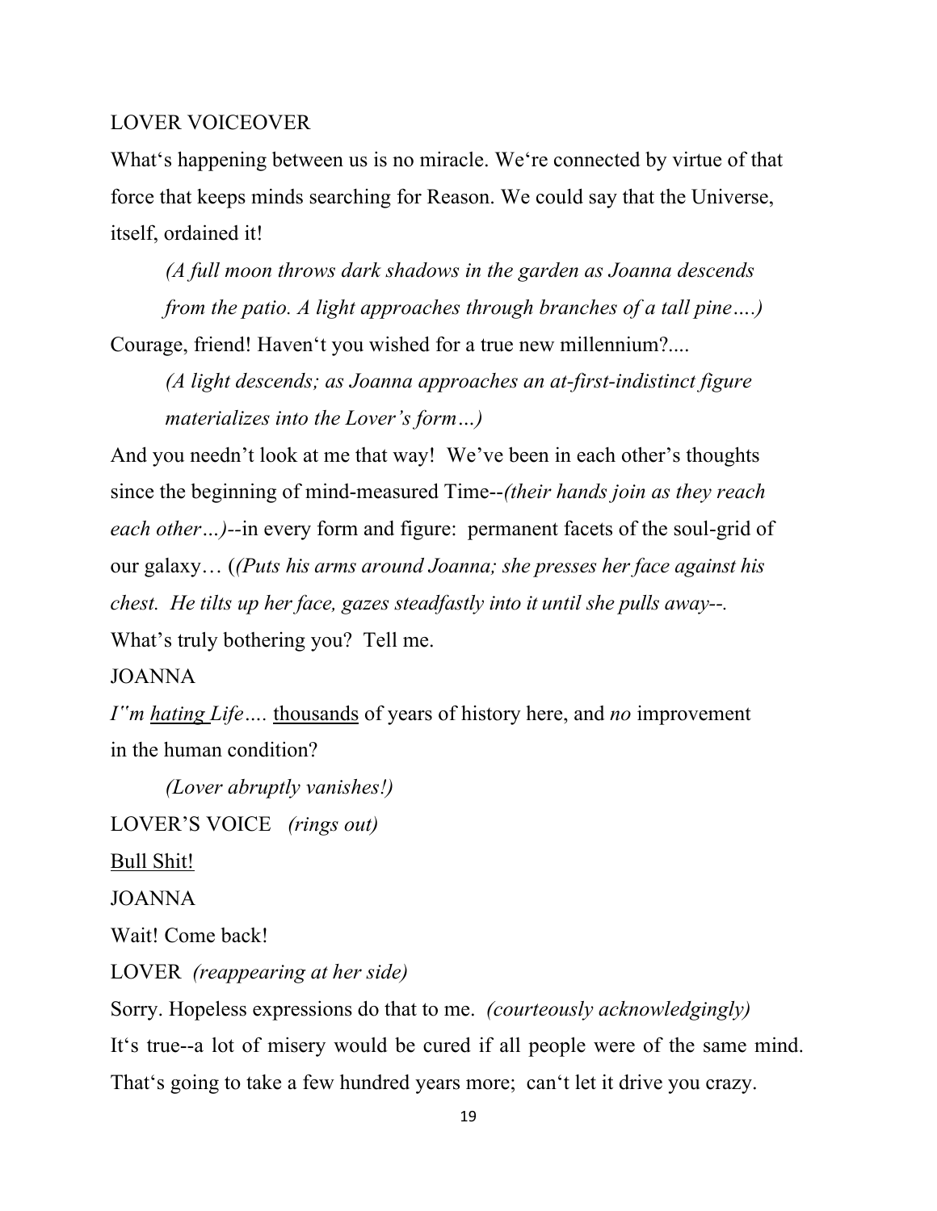LOVER VOICEOVER

What's happening between us is no miracle. We're connected by virtue of that force that keeps minds searching for Reason. We could say that the Universe, itself, ordained it!

*(A full moon throws dark shadows in the garden as Joanna descends from the patio. A light approaches through branches of a tall pine….)*

Courage, friend! Haven't you wished for a true new millennium?....

*(A light descends; as Joanna approaches an at-first-indistinct figure materializes into the Lover's form…)*

And you needn't look at me that way! We've been in each other's thoughts since the beginning of mind-measured Time--*(their hands join as they reach each other…)*--in every form and figure: permanent facets of the soul-grid of our galaxy… (*(Puts his arms around Joanna; she presses her face against his chest. He tilts up her face, gazes steadfastly into it until she pulls away--.*

What's truly bothering you? Tell me.

JOANNA

*I"m <u>hating</u> Life….* <u>thousands</u> of years of history here, and *no* improvement in the human condition?

*(Lover abruptly vanishes!)*

LOVER'S VOICE *(rings out)*

<u>Bull Shit!</u>

JOANNA

Wait! Come back!

LOVER *(reappearing at her side)*

Sorry. Hopeless expressions do that to me. *(courteously acknowledgingly)*

It's true--a lot of misery would be cured if all people were of the same mind. That's going to take a few hundred years more; can't let it drive you crazy.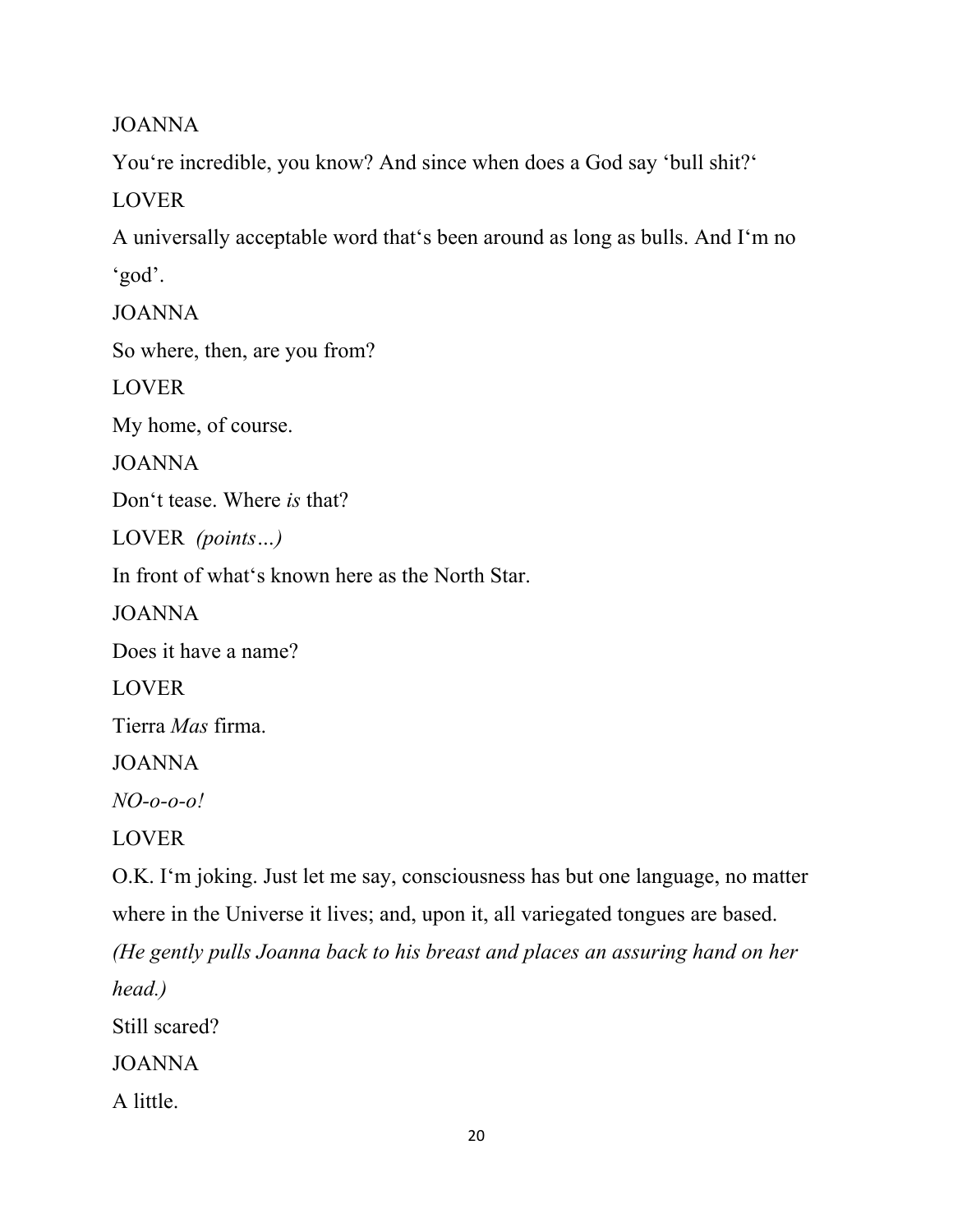JOANNA

You‘re incredible, you know? And since when does a God say ‘bull shit?‘

LOVER

A universally acceptable word that‘s been around as long as bulls. And I‘m no ‘god’.

JOANNA

So where, then, are you from?

LOVER

My home, of course.

JOANNA

Don‘t tease. Where *is* that?

LOVER *(points…)*

In front of what‘s known here as the North Star.

JOANNA

Does it have a name?

LOVER

Tierra *Mas* firma.

JOANNA

*NO-o-o-o!*

LOVER

O.K. I‘m joking. Just let me say, consciousness has but one language, no matter where in the Universe it lives; and, upon it, all variegated tongues are based.

*(He gently pulls Joanna back to his breast and places an assuring hand on her head.)*

Still scared?

JOANNA

A little.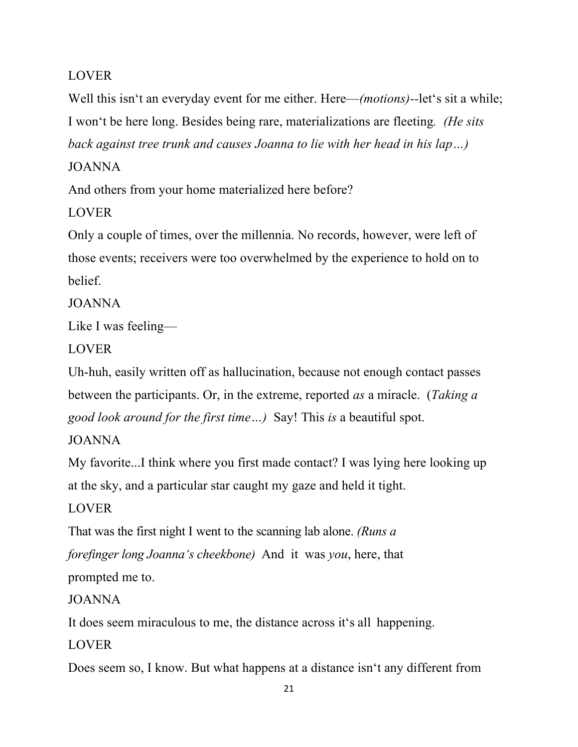LOVER

Well this isn‘t an everyday event for me either. Here—*(motions)*--let‘s sit a while; I won‘t be here long. Besides being rare, materializations are fleeting*. (He sits back against tree trunk and causes Joanna to lie with her head in his lap…)*

JOANNA

And others from your home materialized here before?

LOVER

Only a couple of times, over the millennia. No records, however, were left of those events; receivers were too overwhelmed by the experience to hold on to belief.

JOANNA

Like I was feeling—

LOVER

Uh-huh, easily written off as hallucination, because not enough contact passes between the participants. Or, in the extreme, reported *as* a miracle. (*Taking a good look around for the first time…)* Say! This *is* a beautiful spot.

JOANNA

My favorite...I think where you first made contact? I was lying here looking up at the sky, and a particular star caught my gaze and held it tight.

LOVER

That was the first night I went to the scanning lab alone. *(Runs a forefinger long Joanna‘s cheekbone)* And it was *you*, here, that prompted me to.

JOANNA

It does seem miraculous to me, the distance across it‘s all happening.

LOVER

Does seem so, I know. But what happens at a distance isn‘t any different from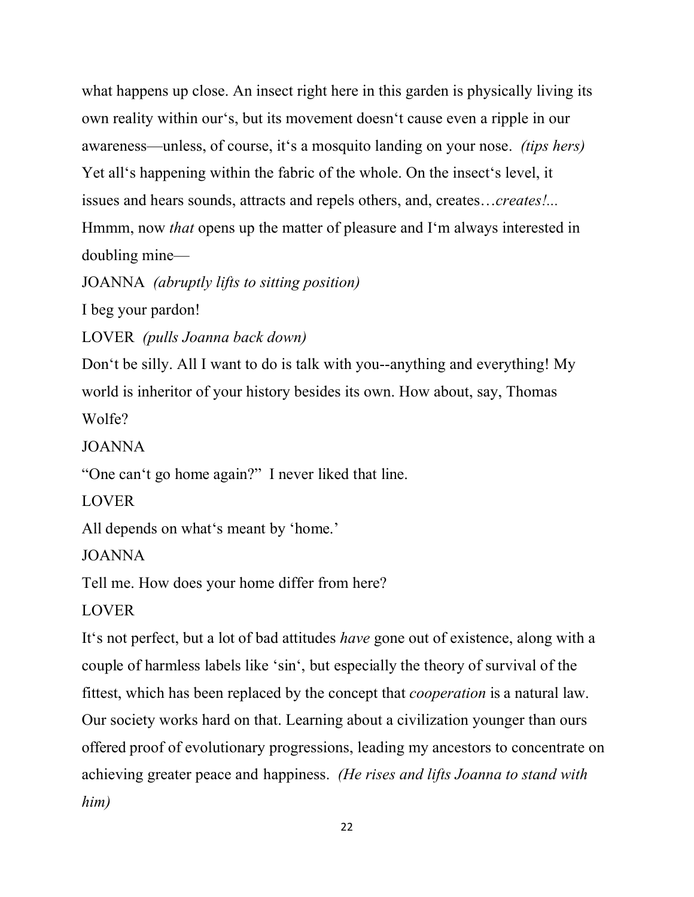what happens up close. An insect right here in this garden is physically living its own reality within our's, but its movement doesn't cause even a ripple in our awareness—unless, of course, it's a mosquito landing on your nose. *(tips hers)* Yet all's happening within the fabric of the whole. On the insect's level, it issues and hears sounds, attracts and repels others, and, creates…*creates!...* Hmmm, now *that* opens up the matter of pleasure and I'm always interested in doubling mine—

JOANNA *(abruptly lifts to sitting position)*

I beg your pardon!

LOVER *(pulls Joanna back down)*

Don't be silly. All I want to do is talk with you--anything and everything! My world is inheritor of your history besides its own. How about, say, Thomas Wolfe?

JOANNA

"One can't go home again?" I never liked that line.

LOVER

All depends on what's meant by 'home.'

JOANNA

Tell me. How does your home differ from here?

LOVER

It's not perfect, but a lot of bad attitudes *have* gone out of existence, along with a couple of harmless labels like 'sin', but especially the theory of survival of the fittest, which has been replaced by the concept that *cooperation* is a natural law. Our society works hard on that. Learning about a civilization younger than ours offered proof of evolutionary progressions, leading my ancestors to concentrate on achieving greater peace and happiness. *(He rises and lifts Joanna to stand with him)*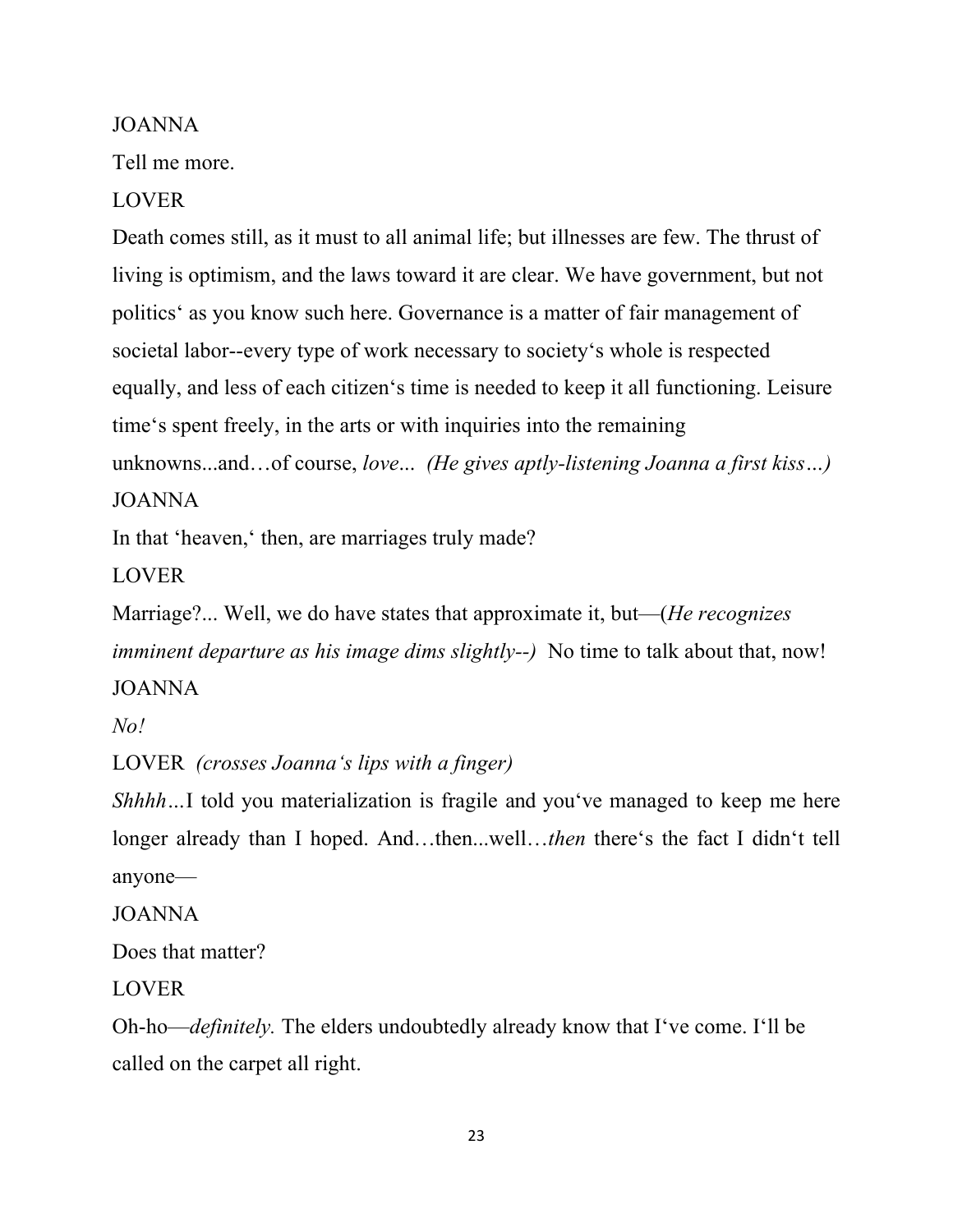JOANNA

Tell me more.

LOVER

Death comes still, as it must to all animal life; but illnesses are few. The thrust of living is optimism, and the laws toward it are clear. We have government, but not politics' as you know such here. Governance is a matter of fair management of societal labor--every type of work necessary to society's whole is respected equally, and less of each citizen's time is needed to keep it all functioning. Leisure time's spent freely, in the arts or with inquiries into the remaining unknowns...and…of course, *love... (He gives aptly-listening Joanna a first kiss…)*

JOANNA

In that 'heaven,' then, are marriages truly made?

LOVER

Marriage?... Well, we do have states that approximate it, but—(*He recognizes imminent departure as his image dims slightly--)* No time to talk about that, now!

JOANNA

*No!*

LOVER *(crosses Joanna's lips with a finger)*

*Shhhh…*I told you materialization is fragile and you've managed to keep me here longer already than I hoped. And…then...well…*then* there's the fact I didn't tell anyone—

JOANNA

Does that matter?

LOVER

Oh-ho—*definitely.* The elders undoubtedly already know that I've come. I'll be called on the carpet all right.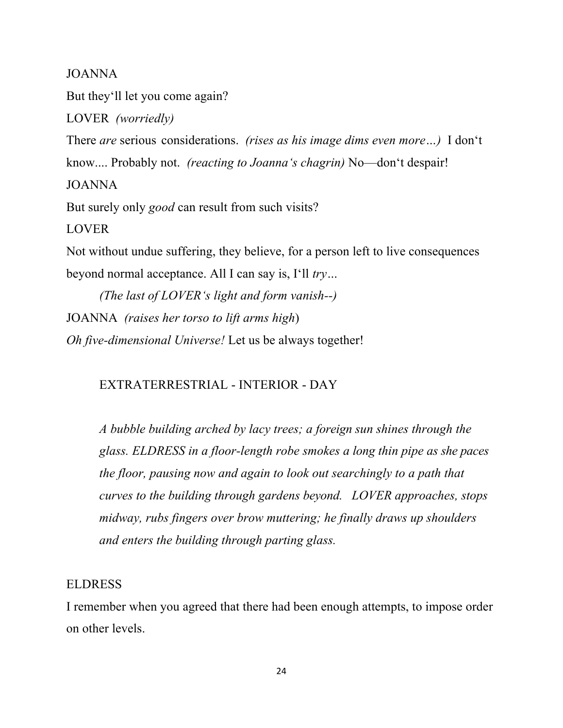JOANNA

But they'll let you come again?

LOVER *(worriedly)*

There *are* serious considerations. *(rises as his image dims even more…)* I don't know.... Probably not. *(reacting to Joanna's chagrin)* No—don't despair!

JOANNA

But surely only *good* can result from such visits?

LOVER

Not without undue suffering, they believe, for a person left to live consequences beyond normal acceptance. All I can say is, I'll *try…*

*(The last of LOVER's light and form vanish--)*

JOANNA *(raises her torso to lift arms high)*

*Oh five-dimensional Universe!* Let us be always together!

EXTRATERRESTRIAL - INTERIOR - DAY

*A bubble building arched by lacy trees; a foreign sun shines through the glass. ELDRESS in a floor-length robe smokes a long thin pipe as she paces the floor, pausing now and again to look out searchingly to a path that curves to the building through gardens beyond. LOVER approaches, stops midway, rubs fingers over brow muttering; he finally draws up shoulders and enters the building through parting glass.*

ELDRESS

I remember when you agreed that there had been enough attempts, to impose order on other levels.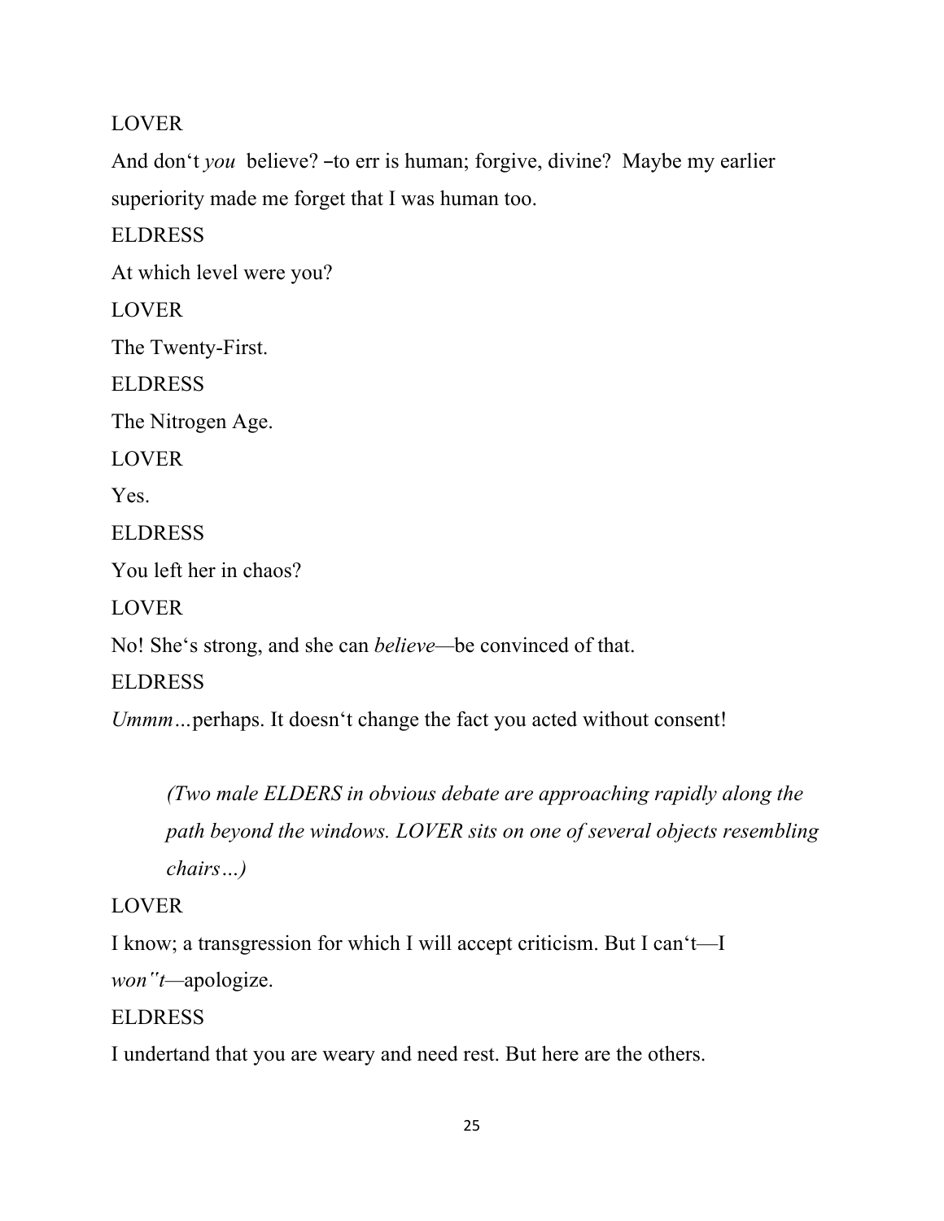LOVER

And don't *you* believe? –to err is human; forgive, divine? Maybe my earlier superiority made me forget that I was human too.

ELDRESS

At which level were you?

LOVER

The Twenty-First.

ELDRESS

The Nitrogen Age.

LOVER

Yes.

ELDRESS

You left her in chaos?

LOVER

No! She's strong, and she can *believe*—be convinced of that.

ELDRESS

*Ummm…*perhaps. It doesn't change the fact you acted without consent!

> *(Two male ELDERS in obvious debate are approaching rapidly along the path beyond the windows. LOVER sits on one of several objects resembling chairs…)*

LOVER

I know; a transgression for which I will accept criticism. But I can't—I *won"t*—apologize.

ELDRESS

I undertand that you are weary and need rest. But here are the others.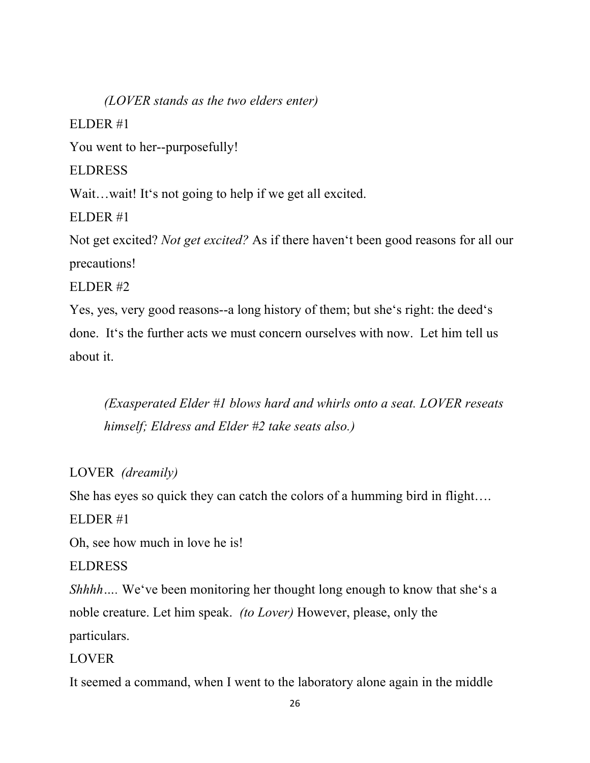*(LOVER stands as the two elders enter)*

ELDER #1

You went to her--purposefully!

ELDRESS

Wait…wait! It's not going to help if we get all excited.

ELDER #1

Not get excited? *Not get excited?* As if there haven't been good reasons for all our precautions!

ELDER #2

Yes, yes, very good reasons--a long history of them; but she's right: the deed's done. It's the further acts we must concern ourselves with now. Let him tell us about it.

*(Exasperated Elder #1 blows hard and whirls onto a seat. LOVER reseats himself; Eldress and Elder #2 take seats also.)*

LOVER *(dreamily)*

She has eyes so quick they can catch the colors of a humming bird in flight….

ELDER #1

Oh, see how much in love he is!

ELDRESS

*Shhhh….* We've been monitoring her thought long enough to know that she's a noble creature. Let him speak. *(to Lover)* However, please, only the particulars.

LOVER

It seemed a command, when I went to the laboratory alone again in the middle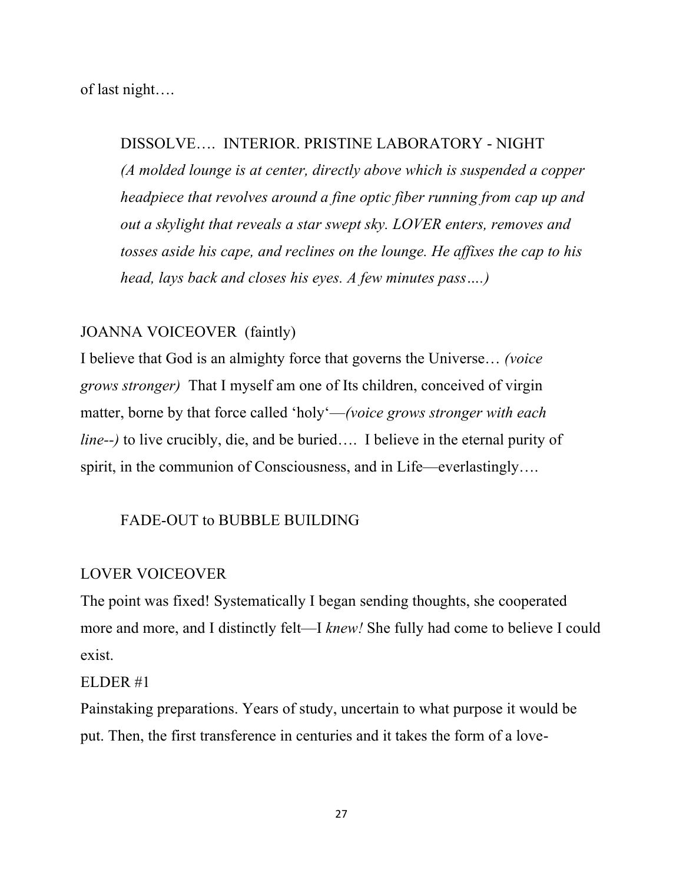of last night….

DISSOLVE…. INTERIOR. PRISTINE LABORATORY - NIGHT
*(A molded lounge is at center, directly above which is suspended a copper headpiece that revolves around a fine optic fiber running from cap up and out a skylight that reveals a star swept sky. LOVER enters, removes and tosses aside his cape, and reclines on the lounge. He affixes the cap to his head, lays back and closes his eyes. A few minutes pass….)*

JOANNA VOICEOVER (faintly)
I believe that God is an almighty force that governs the Universe… *(voice grows stronger)* That I myself am one of Its children, conceived of virgin matter, borne by that force called 'holy'—*(voice grows stronger with each line--)* to live crucibly, die, and be buried…. I believe in the eternal purity of spirit, in the communion of Consciousness, and in Life—everlastingly….

FADE-OUT to BUBBLE BUILDING

LOVER VOICEOVER
The point was fixed! Systematically I began sending thoughts, she cooperated more and more, and I distinctly felt—I *knew!* She fully had come to believe I could exist.

ELDER #1
Painstaking preparations. Years of study, uncertain to what purpose it would be put. Then, the first transference in centuries and it takes the form of a love-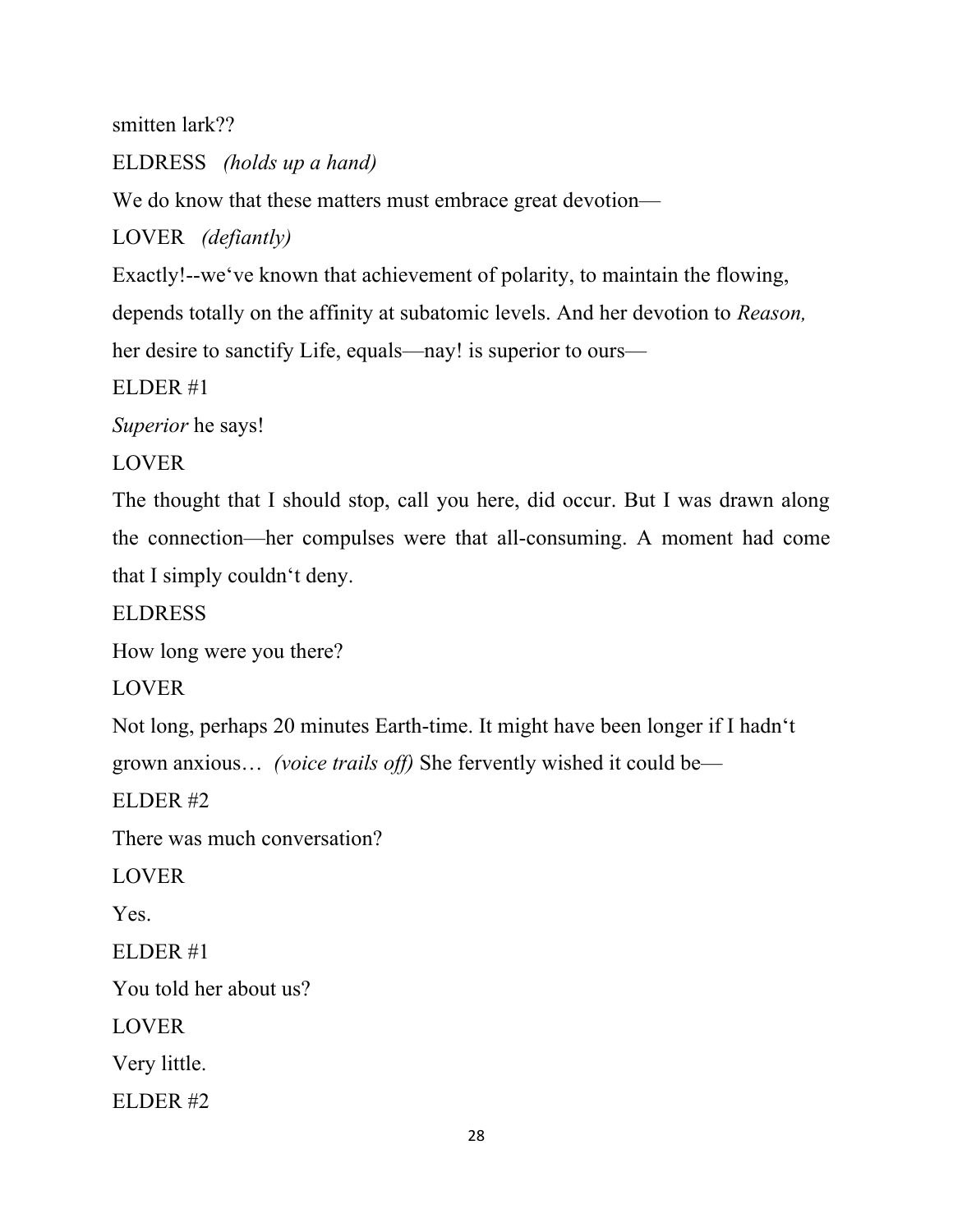smitten lark??

ELDRESS *(holds up a hand)*

We do know that these matters must embrace great devotion—

LOVER *(defiantly)*

Exactly!--we've known that achievement of polarity, to maintain the flowing, depends totally on the affinity at subatomic levels. And her devotion to *Reason,* her desire to sanctify Life, equals—nay! is superior to ours—

ELDER #1

*Superior* he says!

LOVER

The thought that I should stop, call you here, did occur. But I was drawn along the connection—her compulses were that all-consuming. A moment had come that I simply couldn't deny.

ELDRESS

How long were you there?

LOVER

Not long, perhaps 20 minutes Earth-time. It might have been longer if I hadn't grown anxious… *(voice trails off)* She fervently wished it could be—

ELDER #2

There was much conversation?

LOVER

Yes.

ELDER #1

You told her about us?

LOVER

Very little.

ELDER #2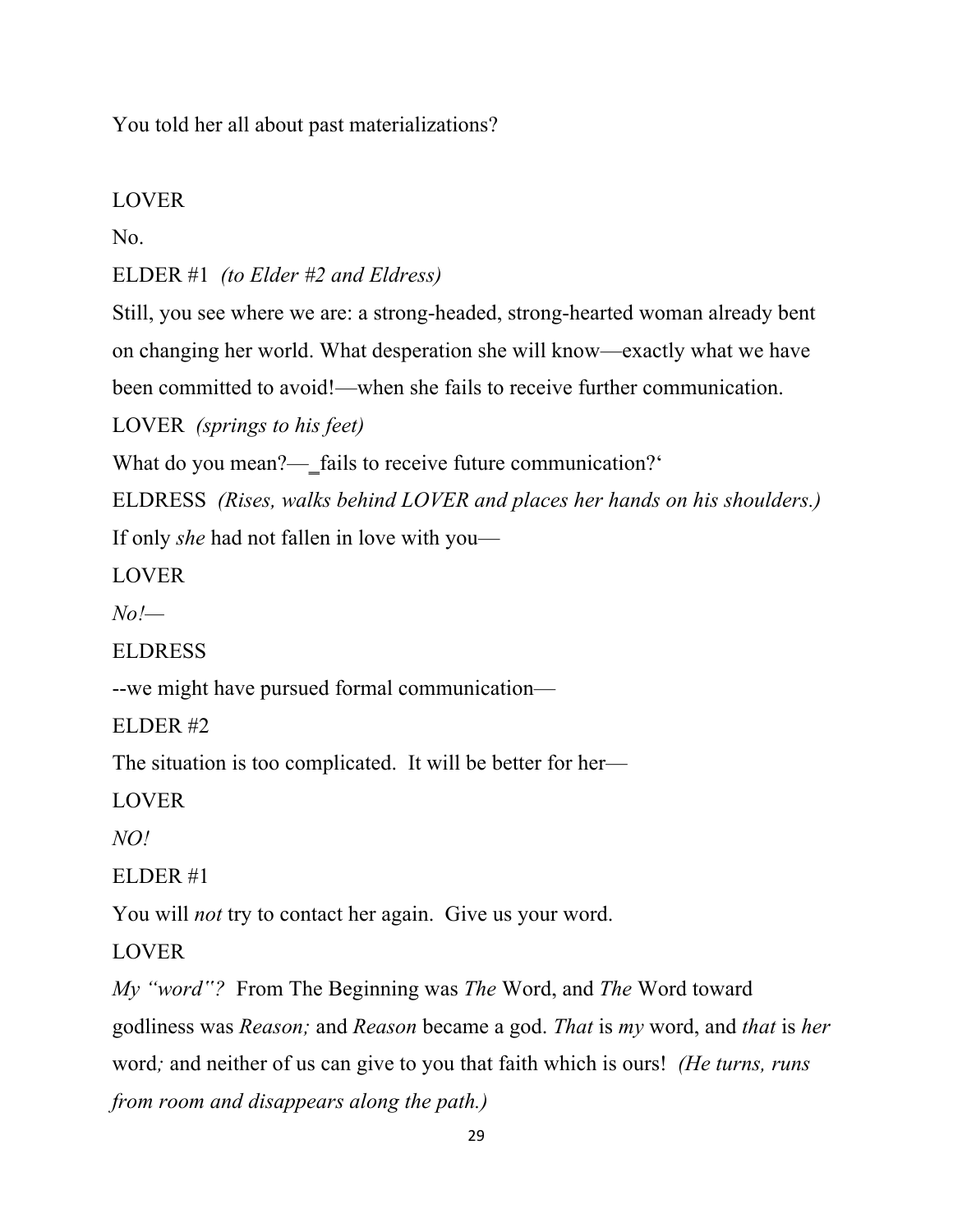You told her all about past materializations?

LOVER

No.

ELDER #1 *(to Elder #2 and Eldress)*

Still, you see where we are: a strong-headed, strong-hearted woman already bent on changing her world. What desperation she will know—exactly what we have been committed to avoid!—when she fails to receive further communication.

LOVER *(springs to his feet)*

What do you mean?—‗fails to receive future communication?‘

ELDRESS *(Rises, walks behind LOVER and places her hands on his shoulders.)*

If only *she* had not fallen in love with you—

LOVER

*No!—*

ELDRESS

--we might have pursued formal communication—

ELDER #2

The situation is too complicated. It will be better for her—

LOVER

*NO!*

ELDER #1

You will *not* try to contact her again. Give us your word.

LOVER

*My "word"?* From The Beginning was *The* Word, and *The* Word toward godliness was *Reason;* and *Reason* became a god. *That* is *my* word, and *that* is *her* word*;* and neither of us can give to you that faith which is ours! *(He turns, runs from room and disappears along the path.)*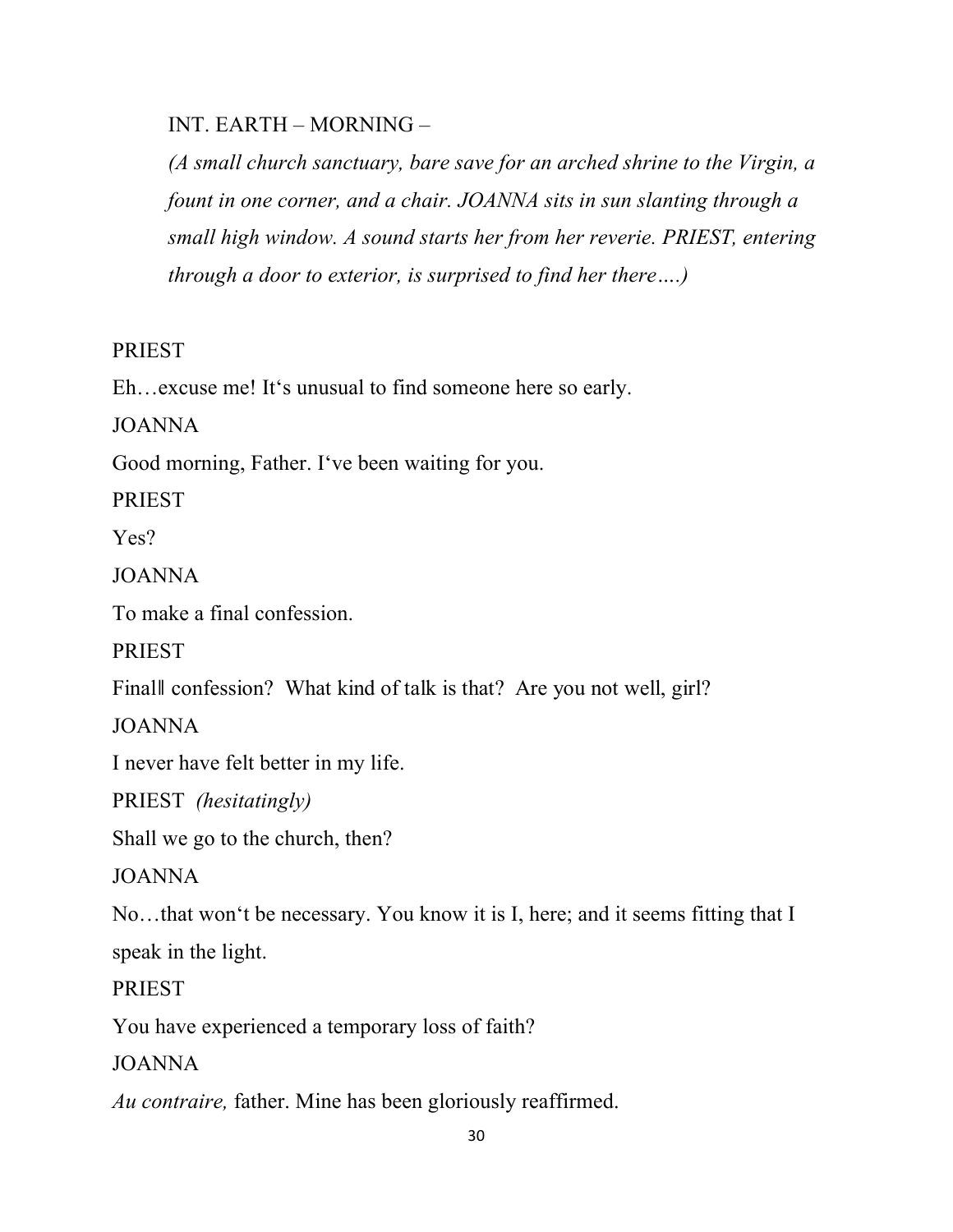INT. EARTH – MORNING –

*(A small church sanctuary, bare save for an arched shrine to the Virgin, a fount in one corner, and a chair. JOANNA sits in sun slanting through a small high window. A sound starts her from her reverie. PRIEST, entering through a door to exterior, is surprised to find her there….)*

PRIEST

Eh…excuse me! It‘s unusual to find someone here so early.

JOANNA

Good morning, Father. I‘ve been waiting for you.

PRIEST

Yes?

JOANNA

To make a final confession.

PRIEST

Final‖ confession? What kind of talk is that? Are you not well, girl?

JOANNA

I never have felt better in my life.

PRIEST *(hesitatingly)*

Shall we go to the church, then?

JOANNA

No…that won‘t be necessary. You know it is I, here; and it seems fitting that I speak in the light.

PRIEST

You have experienced a temporary loss of faith?

JOANNA

*Au contraire,* father. Mine has been gloriously reaffirmed.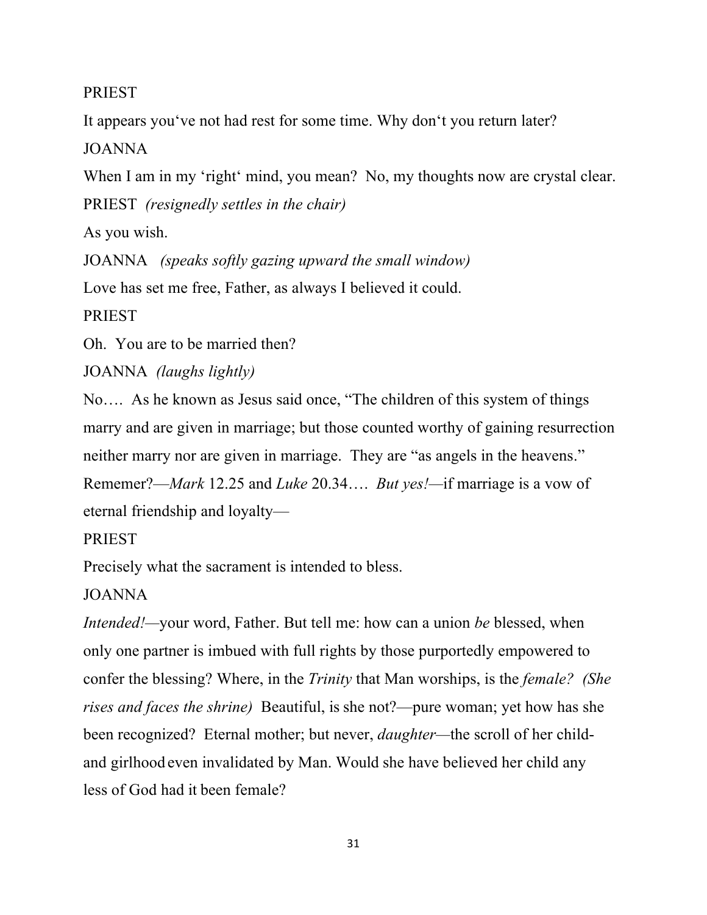PRIEST

It appears you've not had rest for some time. Why don't you return later?

JOANNA

When I am in my 'right' mind, you mean? No, my thoughts now are crystal clear.

PRIEST *(resignedly settles in the chair)*

As you wish.

JOANNA *(speaks softly gazing upward the small window)*

Love has set me free, Father, as always I believed it could.

PRIEST

Oh. You are to be married then?

JOANNA *(laughs lightly)*

No…. As he known as Jesus said once, "The children of this system of things marry and are given in marriage; but those counted worthy of gaining resurrection neither marry nor are given in marriage. They are "as angels in the heavens." Rememer?—*Mark* 12.25 and *Luke* 20.34…. *But yes!*—if marriage is a vow of eternal friendship and loyalty—

PRIEST

Precisely what the sacrament is intended to bless.

JOANNA

*Intended!*—your word, Father. But tell me: how can a union *be* blessed, when only one partner is imbued with full rights by those purportedly empowered to confer the blessing? Where, in the *Trinity* that Man worships, is the *female? (She rises and faces the shrine)* Beautiful, is she not?—pure woman; yet how has she been recognized? Eternal mother; but never, *daughter*—the scroll of her child- and girlhood even invalidated by Man. Would she have believed her child any less of God had it been female?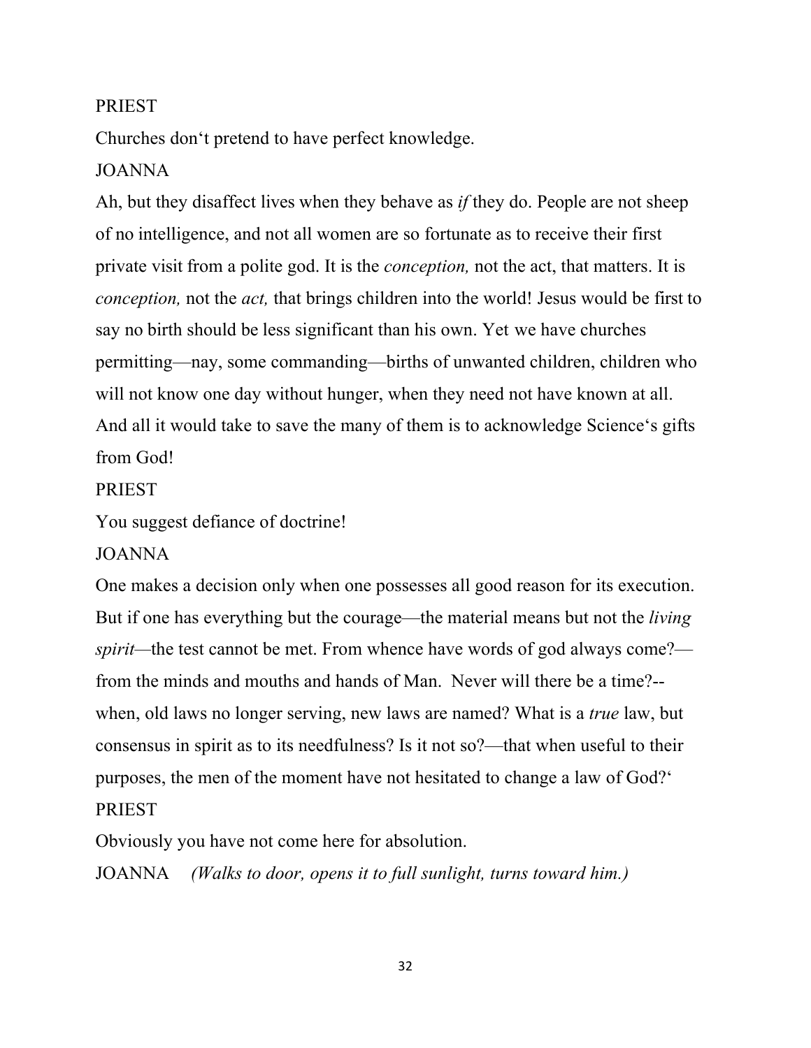PRIEST

Churches don‘t pretend to have perfect knowledge.

JOANNA

Ah, but they disaffect lives when they behave as *if* they do. People are not sheep of no intelligence, and not all women are so fortunate as to receive their first private visit from a polite god. It is the *conception,* not the act, that matters. It is *conception,* not the *act,* that brings children into the world! Jesus would be first to say no birth should be less significant than his own. Yet we have churches permitting—nay, some commanding—births of unwanted children, children who will not know one day without hunger, when they need not have known at all. And all it would take to save the many of them is to acknowledge Science‘s gifts from God!

PRIEST

You suggest defiance of doctrine!

JOANNA

One makes a decision only when one possesses all good reason for its execution. But if one has everything but the courage—the material means but not the *living spirit*—the test cannot be met. From whence have words of god always come?—from the minds and mouths and hands of Man.  Never will there be a time?--when, old laws no longer serving, new laws are named? What is a *true* law, but consensus in spirit as to its needfulness? Is it not so?—that when useful to their purposes, the men of the moment have not hesitated to change a law of God?‘

PRIEST

Obviously you have not come here for absolution.

JOANNA    *(Walks to door, opens it to full sunlight, turns toward him.)*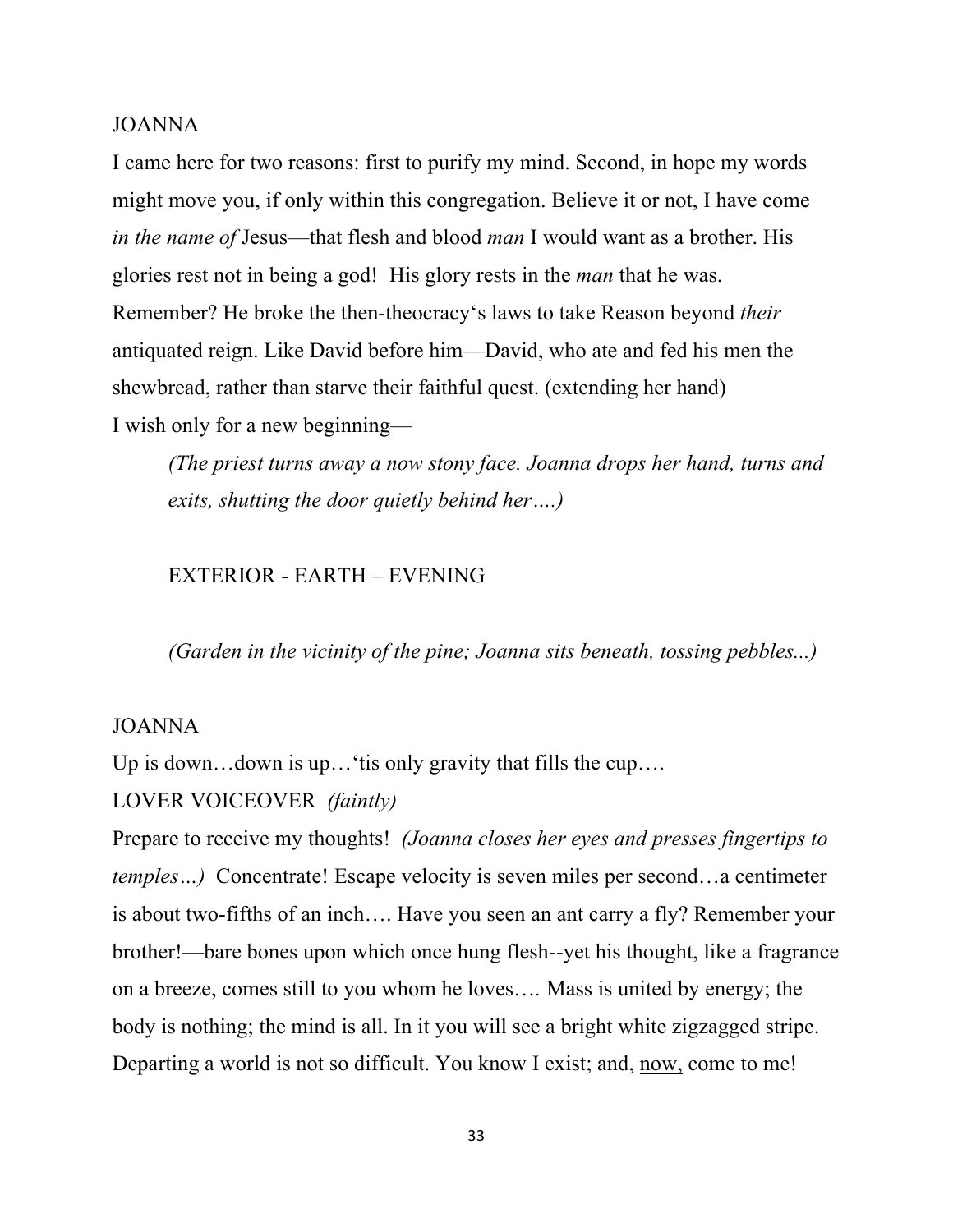JOANNA

I came here for two reasons: first to purify my mind. Second, in hope my words might move you, if only within this congregation. Believe it or not, I have come *in the name of* Jesus—that flesh and blood *man* I would want as a brother. His glories rest not in being a god! His glory rests in the *man* that he was. Remember? He broke the then-theocracy's laws to take Reason beyond *their* antiquated reign. Like David before him—David, who ate and fed his men the shewbread, rather than starve their faithful quest. (extending her hand)
I wish only for a new beginning—

> *(The priest turns away a now stony face. Joanna drops her hand, turns and exits, shutting the door quietly behind her….)*

EXTERIOR - EARTH – EVENING

> *(Garden in the vicinity of the pine; Joanna sits beneath, tossing pebbles...)*

JOANNA

Up is down…down is up…'tis only gravity that fills the cup….

LOVER VOICEOVER *(faintly)*

Prepare to receive my thoughts! *(Joanna closes her eyes and presses fingertips to temples…)* Concentrate! Escape velocity is seven miles per second…a centimeter is about two-fifths of an inch…. Have you seen an ant carry a fly? Remember your brother!—bare bones upon which once hung flesh--yet his thought, like a fragrance on a breeze, comes still to you whom he loves…. Mass is united by energy; the body is nothing; the mind is all. In it you will see a bright white zigzagged stripe. Departing a world is not so difficult. You know I exist; and, <u>now,</u> come to me!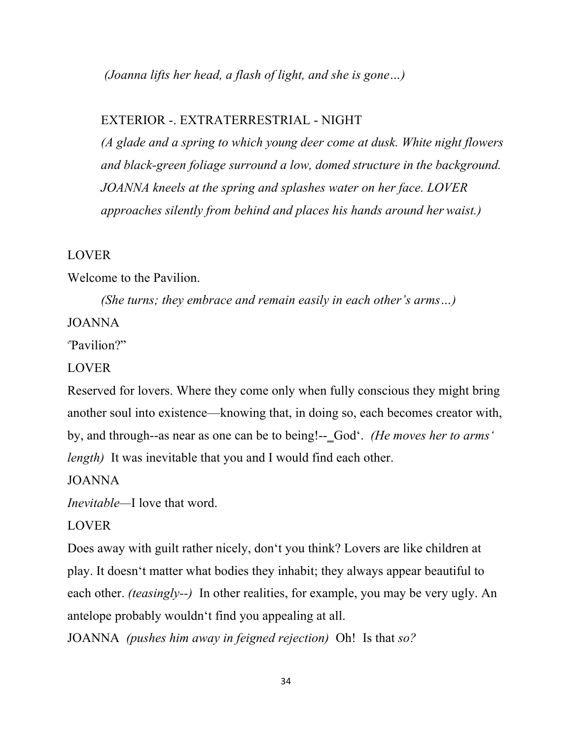*(Joanna lifts her head, a flash of light, and she is gone…)*

EXTERIOR -. EXTRATERRESTRIAL - NIGHT

*(A glade and a spring to which young deer come at dusk. White night flowers and black-green foliage surround a low, domed structure in the background. JOANNA kneels at the spring and splashes water on her face. LOVER approaches silently from behind and places his hands around her waist.)*

LOVER

Welcome to the Pavilion.

*(She turns; they embrace and remain easily in each other's arms…)*

JOANNA

"Pavilion?"

LOVER

Reserved for lovers. Where they come only when fully conscious they might bring another soul into existence—knowing that, in doing so, each becomes creator with, by, and through--as near as one can be to being!--_God'. *(He moves her to arms' length)* It was inevitable that you and I would find each other.

JOANNA

*Inevitable*—I love that word.

LOVER

Does away with guilt rather nicely, don't you think? Lovers are like children at play. It doesn't matter what bodies they inhabit; they always appear beautiful to each other. *(teasingly--)* In other realities, for example, you may be very ugly. An antelope probably wouldn't find you appealing at all.

JOANNA *(pushes him away in feigned rejection)* Oh! Is that *so?*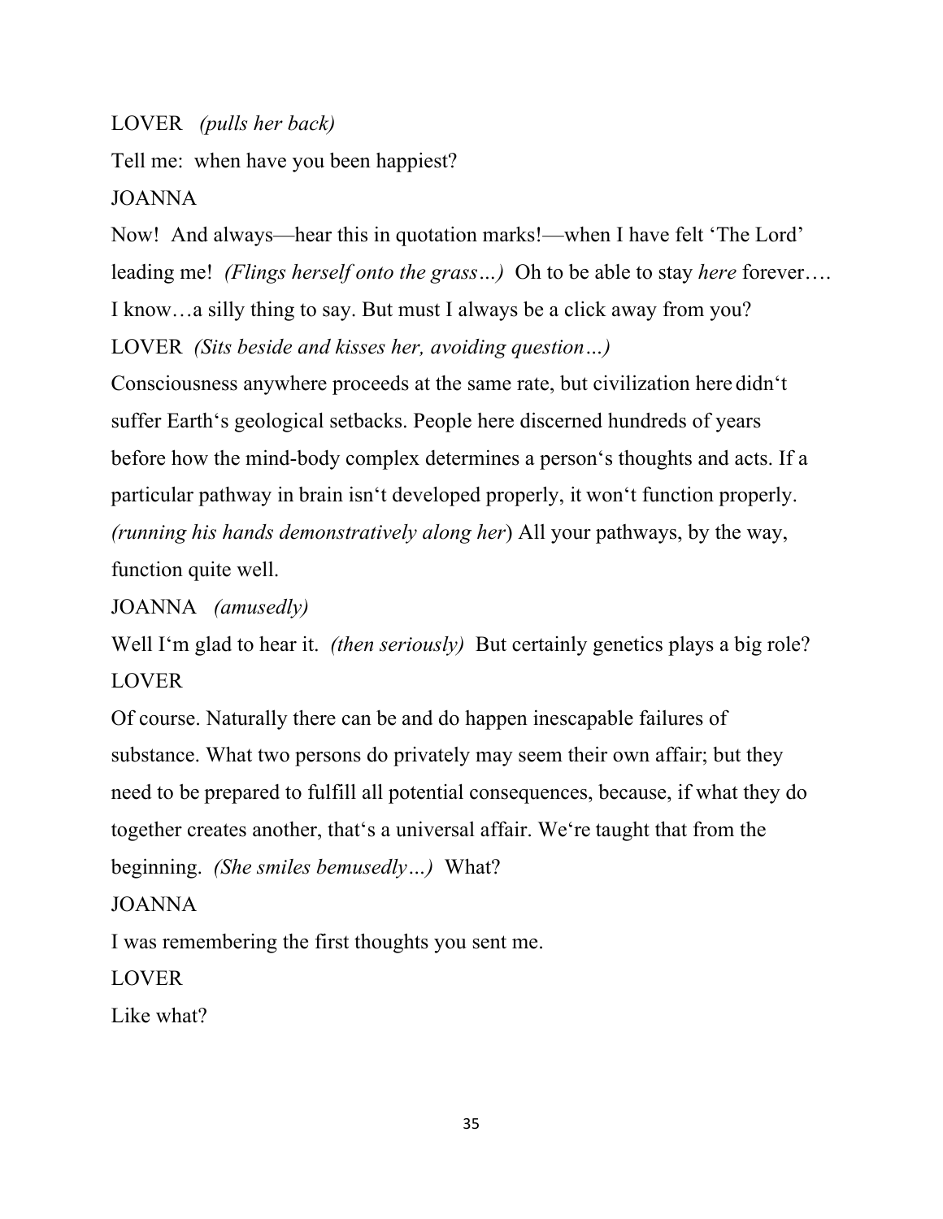LOVER *(pulls her back)*

Tell me: when have you been happiest?

JOANNA

Now! And always—hear this in quotation marks!—when I have felt 'The Lord' leading me! *(Flings herself onto the grass…)* Oh to be able to stay *here* forever…. I know…a silly thing to say. But must I always be a click away from you?

LOVER *(Sits beside and kisses her, avoiding question…)*

Consciousness anywhere proceeds at the same rate, but civilization here didn't suffer Earth's geological setbacks. People here discerned hundreds of years before how the mind-body complex determines a person's thoughts and acts. If a particular pathway in brain isn't developed properly, it won't function properly. *(running his hands demonstratively along her)* All your pathways, by the way, function quite well.

JOANNA *(amusedly)*

Well I'm glad to hear it. *(then seriously)* But certainly genetics plays a big role?

LOVER

Of course. Naturally there can be and do happen inescapable failures of substance. What two persons do privately may seem their own affair; but they need to be prepared to fulfill all potential consequences, because, if what they do together creates another, that's a universal affair. We're taught that from the beginning. *(She smiles bemusedly…)* What?

JOANNA

I was remembering the first thoughts you sent me.

LOVER

Like what?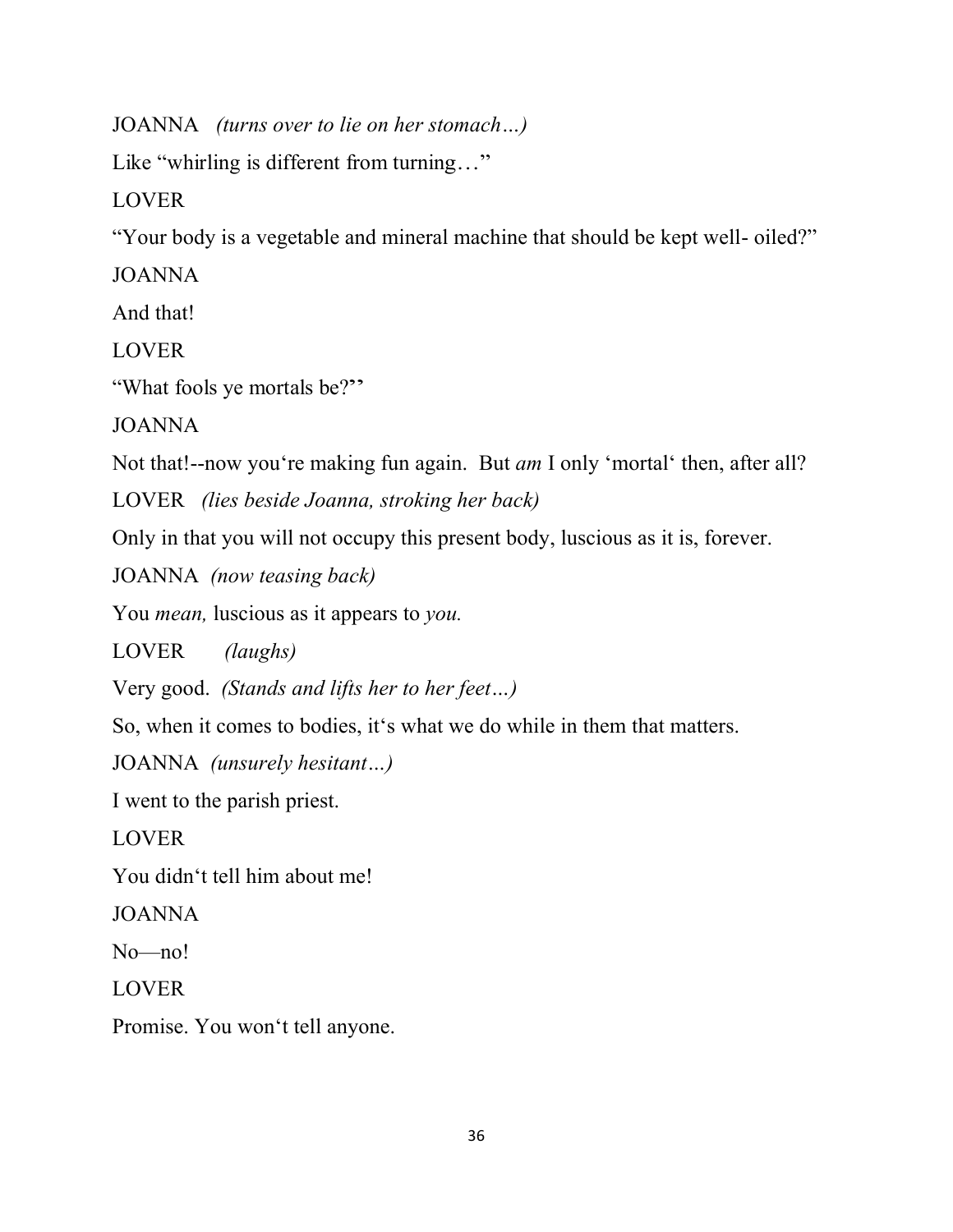JOANNA *(turns over to lie on her stomach…)*

Like "whirling is different from turning…"

LOVER

"Your body is a vegetable and mineral machine that should be kept well- oiled?"

JOANNA

And that!

LOVER

"What fools ye mortals be?"

JOANNA

Not that!--now you're making fun again. But *am* I only 'mortal' then, after all?

LOVER *(lies beside Joanna, stroking her back)*

Only in that you will not occupy this present body, luscious as it is, forever.

JOANNA *(now teasing back)*

You *mean,* luscious as it appears to *you.*

LOVER *(laughs)*

Very good. *(Stands and lifts her to her feet…)*

So, when it comes to bodies, it's what we do while in them that matters.

JOANNA *(unsurely hesitant…)*

I went to the parish priest.

LOVER

You didn't tell him about me!

JOANNA

No—no!

LOVER

Promise. You won't tell anyone.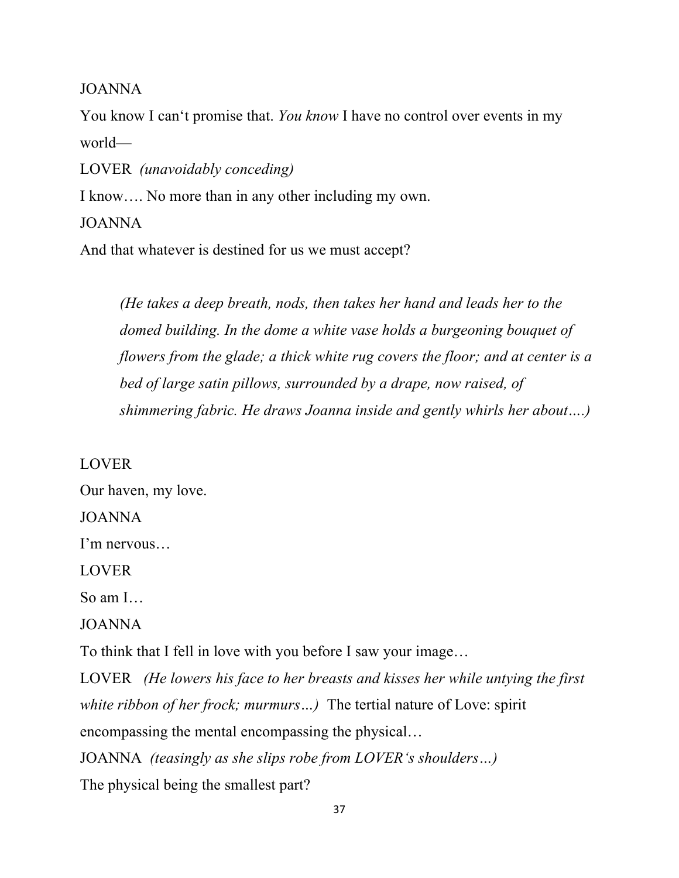JOANNA

You know I can't promise that. *You know* I have no control over events in my world—

LOVER *(unavoidably conceding)*

I know…. No more than in any other including my own.

JOANNA

And that whatever is destined for us we must accept?

> *(He takes a deep breath, nods, then takes her hand and leads her to the domed building. In the dome a white vase holds a burgeoning bouquet of flowers from the glade; a thick white rug covers the floor; and at center is a bed of large satin pillows, surrounded by a drape, now raised, of shimmering fabric. He draws Joanna inside and gently whirls her about….)*

LOVER

Our haven, my love.

JOANNA

I'm nervous…

LOVER

So am I…

JOANNA

To think that I fell in love with you before I saw your image…

LOVER *(He lowers his face to her breasts and kisses her while untying the first white ribbon of her frock; murmurs…)* The tertial nature of Love: spirit encompassing the mental encompassing the physical…

JOANNA *(teasingly as she slips robe from LOVER's shoulders…)*

The physical being the smallest part?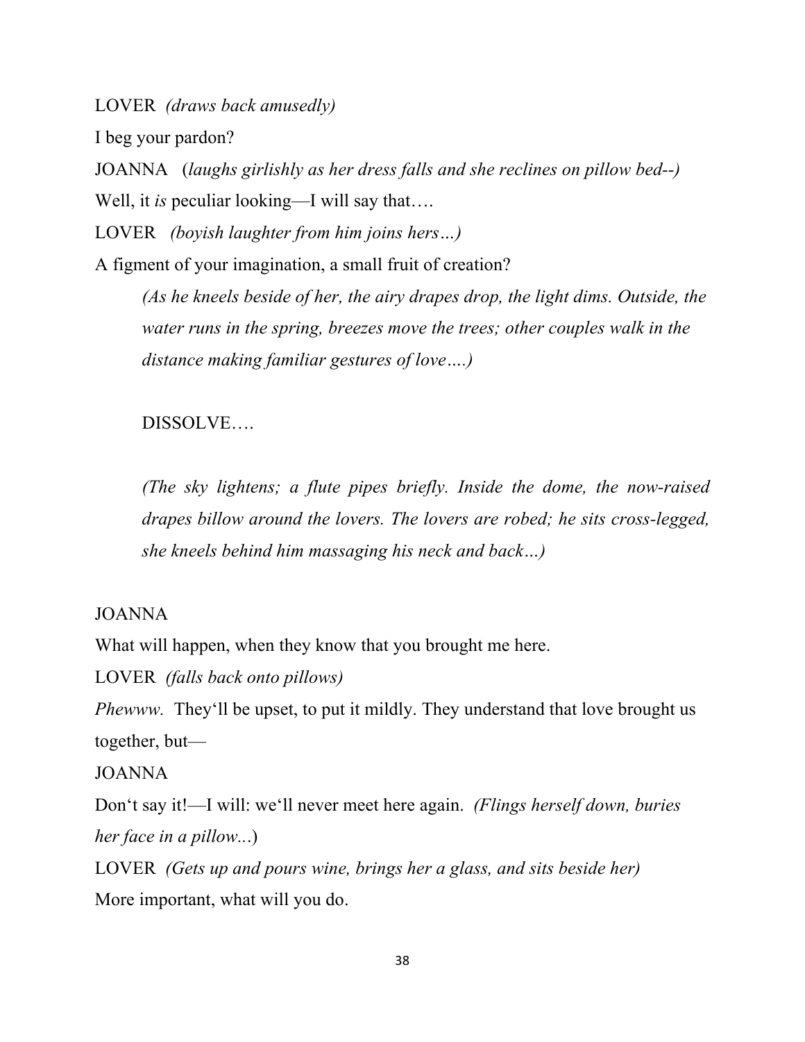LOVER *(draws back amusedly)*

I beg your pardon?

JOANNA (*laughs girlishly as her dress falls and she reclines on pillow bed--)*

Well, it *is* peculiar looking—I will say that….

LOVER *(boyish laughter from him joins hers…)*

A figment of your imagination, a small fruit of creation?

> *(As he kneels beside of her, the airy drapes drop, the light dims. Outside, the water runs in the spring, breezes move the trees; other couples walk in the distance making familiar gestures of love….)*
>
> DISSOLVE….
>
> *(The sky lightens; a flute pipes briefly. Inside the dome, the now-raised drapes billow around the lovers. The lovers are robed; he sits cross-legged, she kneels behind him massaging his neck and back…)*

JOANNA

What will happen, when they know that you brought me here.

LOVER *(falls back onto pillows)*

*Phewww.* They'll be upset, to put it mildly. They understand that love brought us together, but—

JOANNA

Don't say it!—I will: we'll never meet here again. *(Flings herself down, buries her face in a pillow...*)

LOVER *(Gets up and pours wine, brings her a glass, and sits beside her)*

More important, what will you do.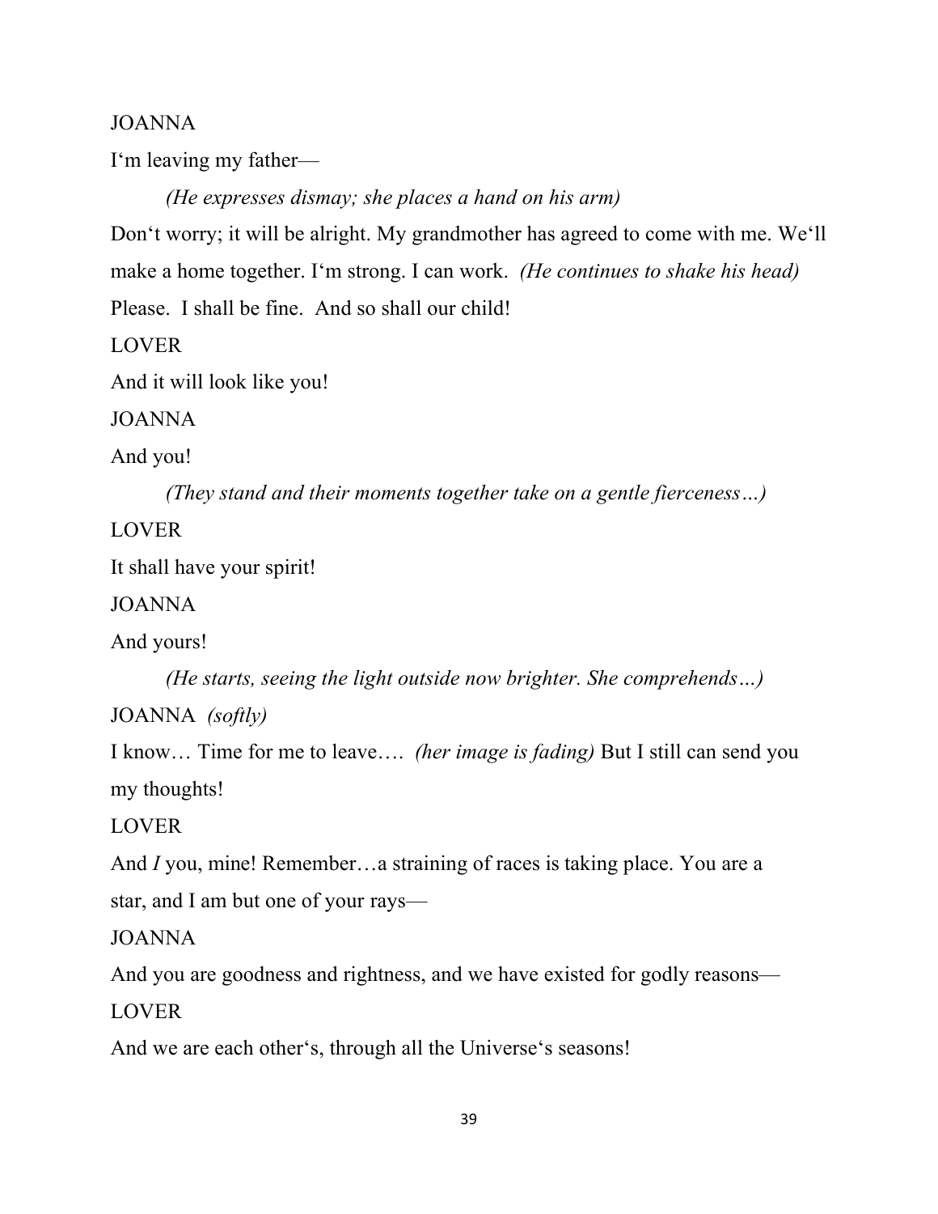JOANNA

I‘m leaving my father—

*(He expresses dismay; she places a hand on his arm)*

Don‘t worry; it will be alright. My grandmother has agreed to come with me. We‘ll make a home together. I‘m strong. I can work. *(He continues to shake his head)* Please. I shall be fine. And so shall our child!

LOVER

And it will look like you!

JOANNA

And you!

*(They stand and their moments together take on a gentle fierceness…)*

LOVER

It shall have your spirit!

JOANNA

And yours!

*(He starts, seeing the light outside now brighter. She comprehends…)*

JOANNA *(softly)*

I know… Time for me to leave…. *(her image is fading)* But I still can send you my thoughts!

LOVER

And *I* you, mine! Remember…a straining of races is taking place. You are a star, and I am but one of your rays—

JOANNA

And you are goodness and rightness, and we have existed for godly reasons—

LOVER

And we are each other‘s, through all the Universe‘s seasons!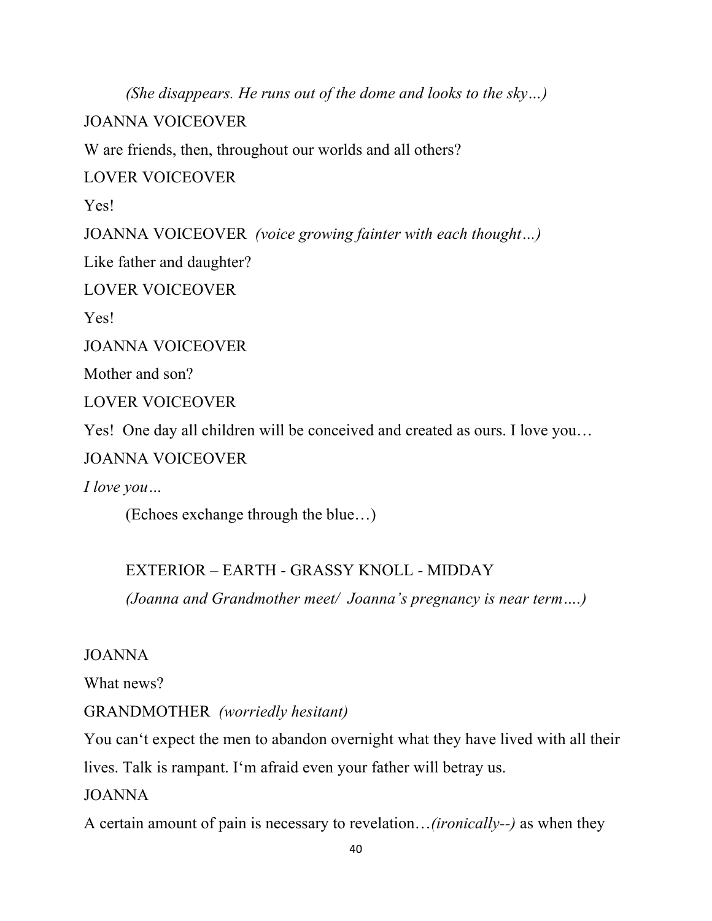*(She disappears. He runs out of the dome and looks to the sky…)*

JOANNA VOICEOVER

W are friends, then, throughout our worlds and all others?

LOVER VOICEOVER

Yes!

JOANNA VOICEOVER *(voice growing fainter with each thought…)*

Like father and daughter?

LOVER VOICEOVER

Yes!

JOANNA VOICEOVER

Mother and son?

LOVER VOICEOVER

Yes! One day all children will be conceived and created as ours. I love you…

JOANNA VOICEOVER

*I love you…*

(Echoes exchange through the blue…)

EXTERIOR – EARTH - GRASSY KNOLL - MIDDAY

*(Joanna and Grandmother meet/ Joanna's pregnancy is near term….)*

JOANNA

What news?

GRANDMOTHER *(worriedly hesitant)*

You can't expect the men to abandon overnight what they have lived with all their lives. Talk is rampant. I'm afraid even your father will betray us.

JOANNA

A certain amount of pain is necessary to revelation…*(ironically--)* as when they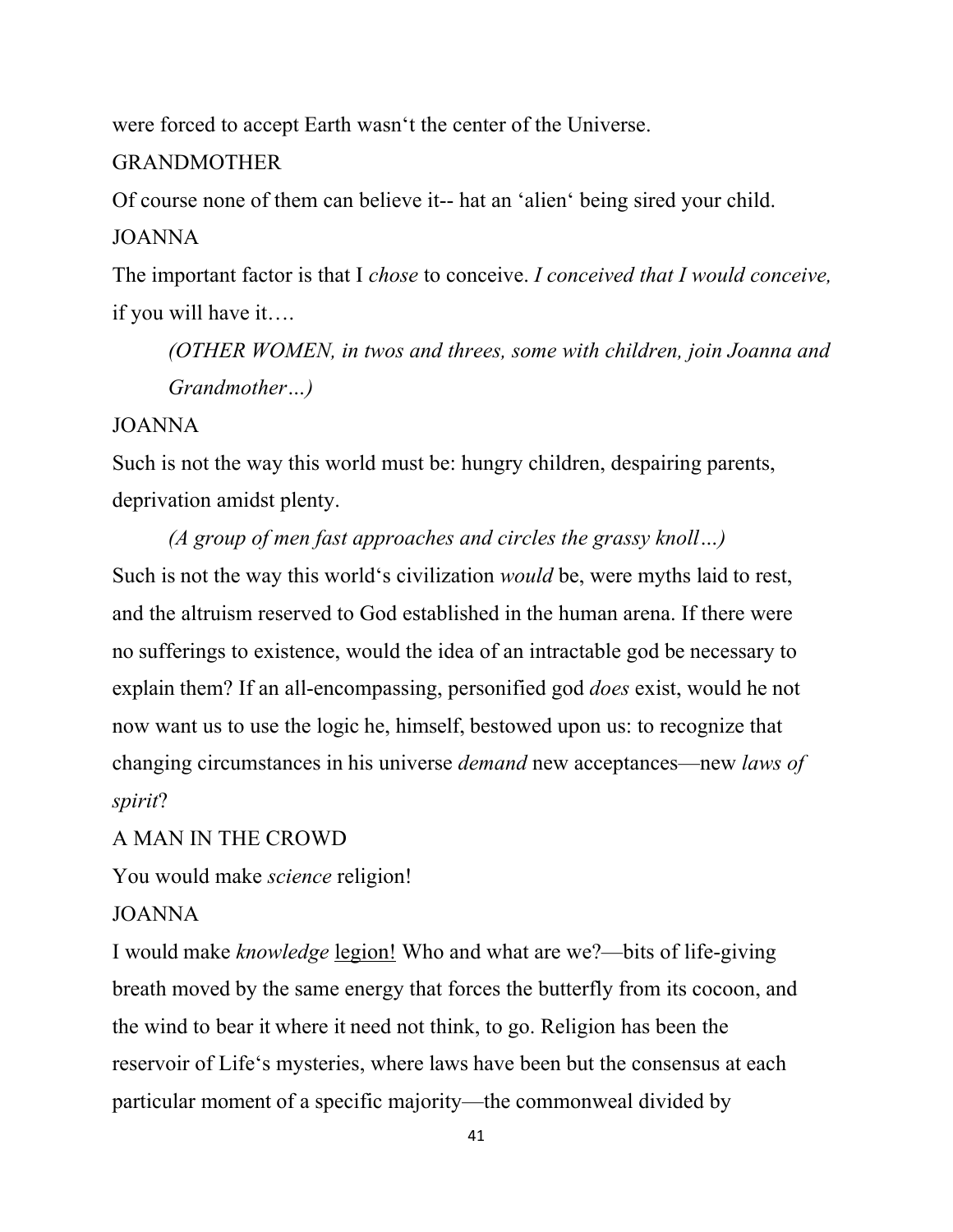were forced to accept Earth wasn't the center of the Universe.

GRANDMOTHER

Of course none of them can believe it-- hat an 'alien' being sired your child.

JOANNA

The important factor is that I *chose* to conceive. *I conceived that I would conceive,* if you will have it….

*(OTHER WOMEN, in twos and threes, some with children, join Joanna and Grandmother…)*

JOANNA

Such is not the way this world must be: hungry children, despairing parents, deprivation amidst plenty.

*(A group of men fast approaches and circles the grassy knoll…)*

Such is not the way this world's civilization *would* be, were myths laid to rest, and the altruism reserved to God established in the human arena. If there were no sufferings to existence, would the idea of an intractable god be necessary to explain them? If an all-encompassing, personified god *does* exist, would he not now want us to use the logic he, himself, bestowed upon us: to recognize that changing circumstances in his universe *demand* new acceptances—new *laws of spirit*?

A MAN IN THE CROWD

You would make *science* religion!

JOANNA

I would make *knowledge* <u>legion!</u> Who and what are we?—bits of life-giving breath moved by the same energy that forces the butterfly from its cocoon, and the wind to bear it where it need not think, to go. Religion has been the reservoir of Life's mysteries, where laws have been but the consensus at each particular moment of a specific majority—the commonweal divided by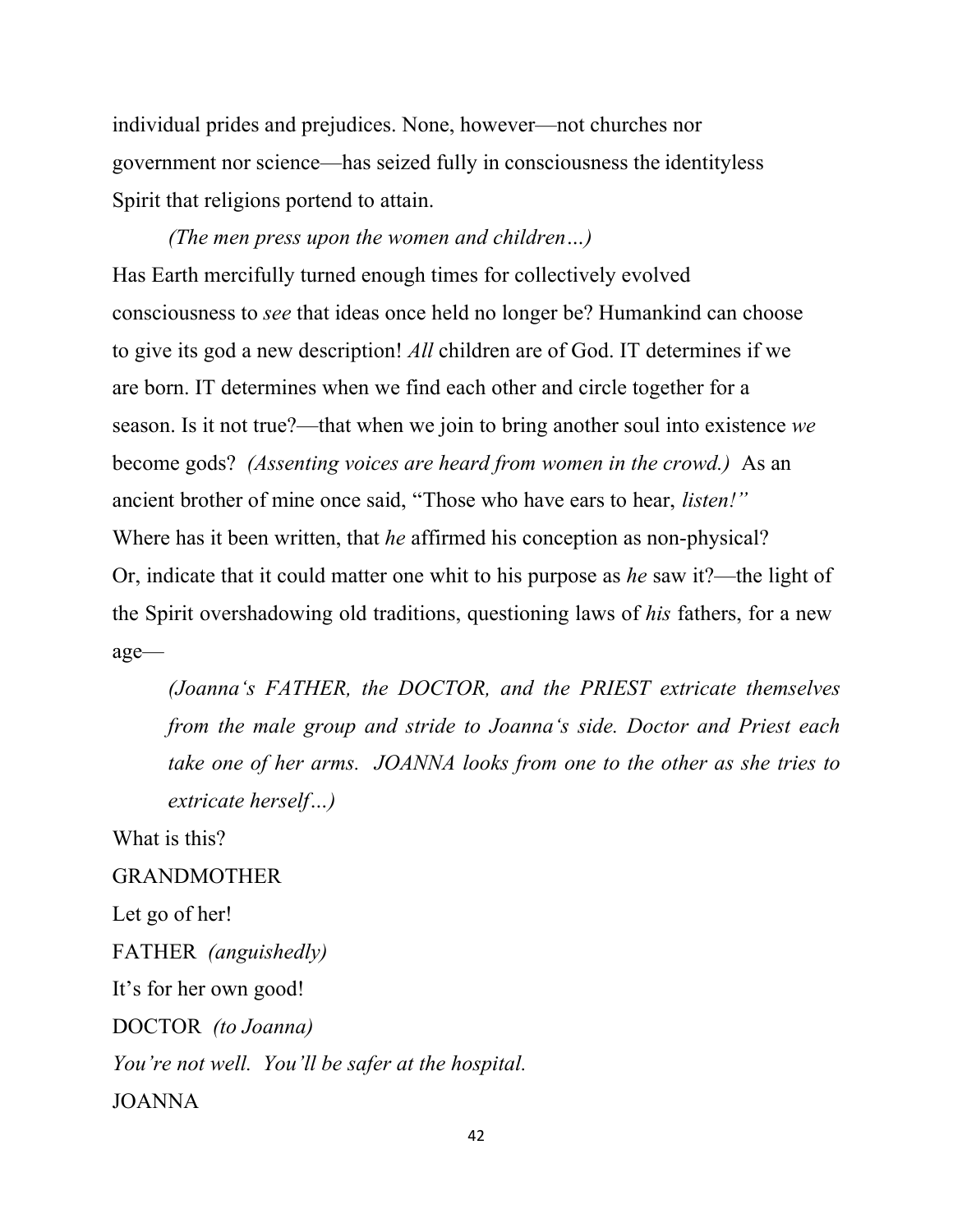individual prides and prejudices. None, however—not churches nor government nor science—has seized fully in consciousness the identityless Spirit that religions portend to attain.

*(The men press upon the women and children…)*

Has Earth mercifully turned enough times for collectively evolved consciousness to *see* that ideas once held no longer be? Humankind can choose to give its god a new description! *All* children are of God. IT determines if we are born. IT determines when we find each other and circle together for a season. Is it not true?—that when we join to bring another soul into existence *we* become gods? *(Assenting voices are heard from women in the crowd.)* As an ancient brother of mine once said, "Those who have ears to hear, *listen!"* Where has it been written, that *he* affirmed his conception as non-physical? Or, indicate that it could matter one whit to his purpose as *he* saw it?—the light of the Spirit overshadowing old traditions, questioning laws of *his* fathers, for a new age—

*(Joanna's FATHER, the DOCTOR, and the PRIEST extricate themselves from the male group and stride to Joanna's side. Doctor and Priest each take one of her arms. JOANNA looks from one to the other as she tries to extricate herself…)*

What is this?

GRANDMOTHER

Let go of her!

FATHER *(anguishedly)*

It's for her own good!

DOCTOR *(to Joanna)*

*You're not well. You'll be safer at the hospital.*

JOANNA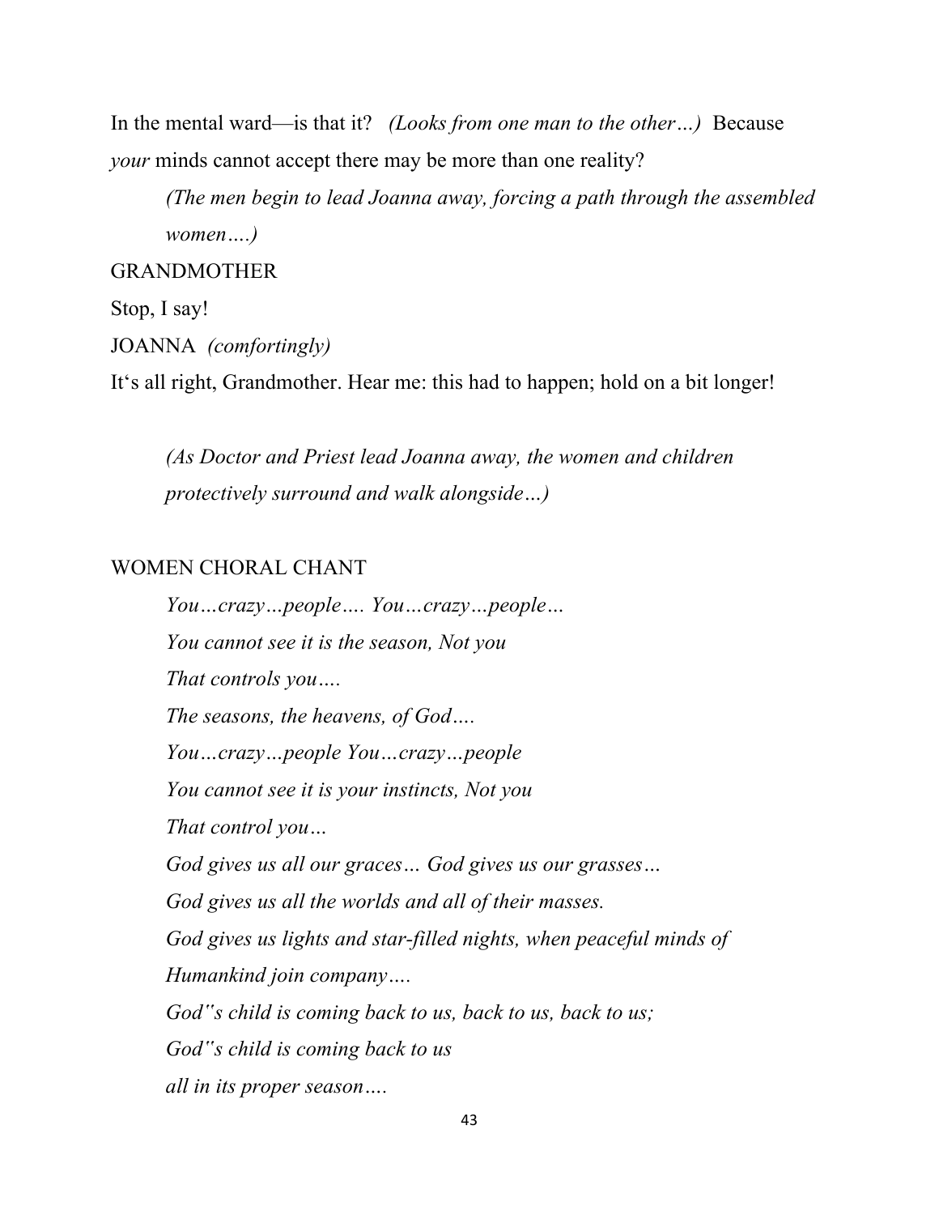In the mental ward—is that it? *(Looks from one man to the other…)* Because *your* minds cannot accept there may be more than one reality?

> *(The men begin to lead Joanna away, forcing a path through the assembled women….)*

GRANDMOTHER

Stop, I say!

JOANNA *(comfortingly)*

It's all right, Grandmother. Hear me: this had to happen; hold on a bit longer!

> *(As Doctor and Priest lead Joanna away, the women and children protectively surround and walk alongside…)*

WOMEN CHORAL CHANT

> *You…crazy…people…. You…crazy…people…*
> *You cannot see it is the season, Not you*
> *That controls you….*
> *The seasons, the heavens, of God….*
> *You…crazy…people You…crazy…people*
> *You cannot see it is your instincts, Not you*
> *That control you…*
> *God gives us all our graces… God gives us our grasses…*
> *God gives us all the worlds and all of their masses.*
> *God gives us lights and star-filled nights, when peaceful minds of*
> *Humankind join company….*
> *God"s child is coming back to us, back to us, back to us;*
> *God"s child is coming back to us*
> *all in its proper season….*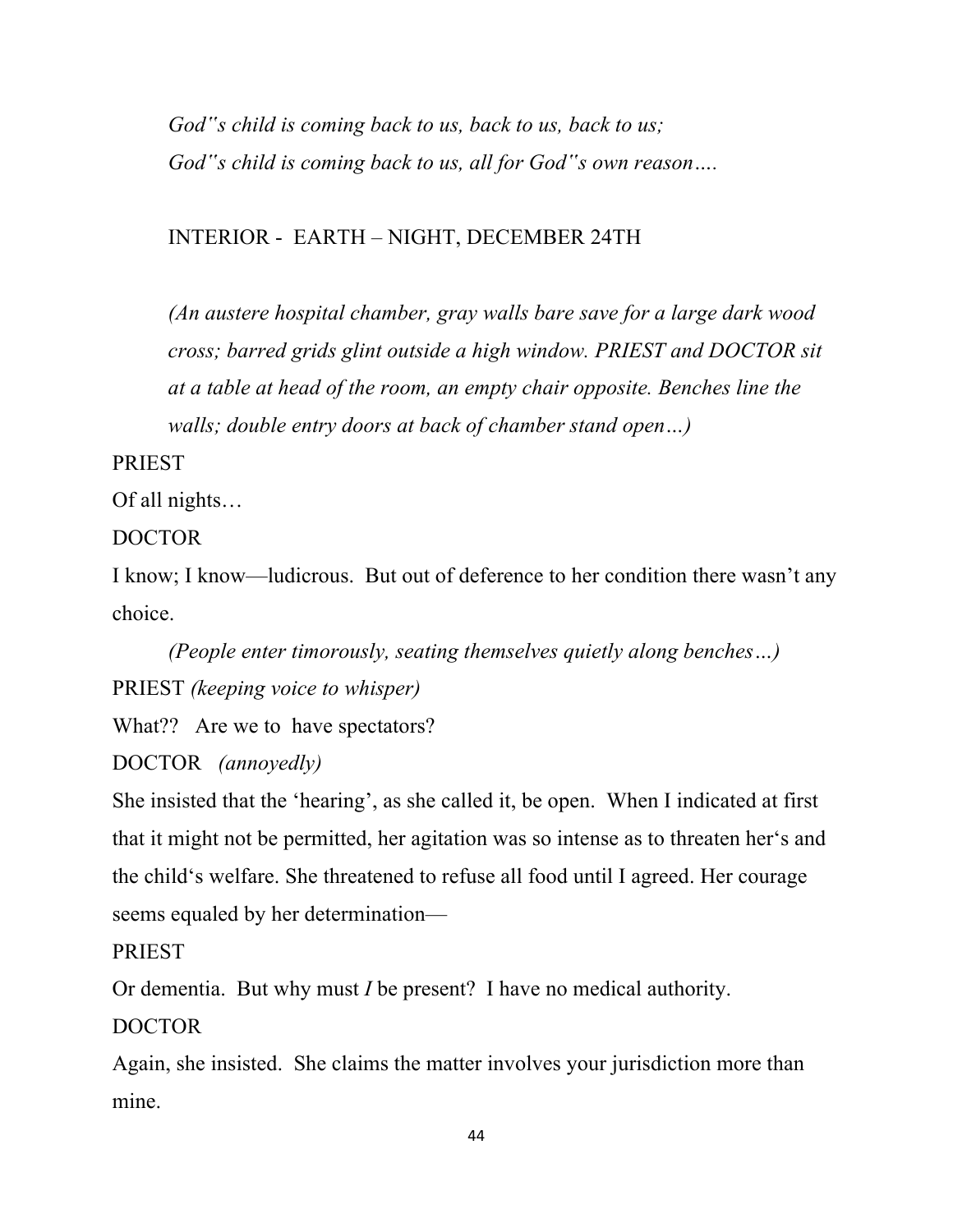*God"s child is coming back to us, back to us, back to us;*
*God"s child is coming back to us, all for God"s own reason….*

INTERIOR - EARTH – NIGHT, DECEMBER 24TH

*(An austere hospital chamber, gray walls bare save for a large dark wood cross; barred grids glint outside a high window. PRIEST and DOCTOR sit at a table at head of the room, an empty chair opposite. Benches line the walls; double entry doors at back of chamber stand open…)*

PRIEST

Of all nights…

DOCTOR

I know; I know—ludicrous. But out of deference to her condition there wasn't any choice.

*(People enter timorously, seating themselves quietly along benches…)*

PRIEST *(keeping voice to whisper)*

What?? Are we to have spectators?

DOCTOR *(annoyedly)*

She insisted that the 'hearing', as she called it, be open. When I indicated at first that it might not be permitted, her agitation was so intense as to threaten her's and the child's welfare. She threatened to refuse all food until I agreed. Her courage seems equaled by her determination—

PRIEST

Or dementia. But why must *I* be present? I have no medical authority.

DOCTOR

Again, she insisted. She claims the matter involves your jurisdiction more than mine.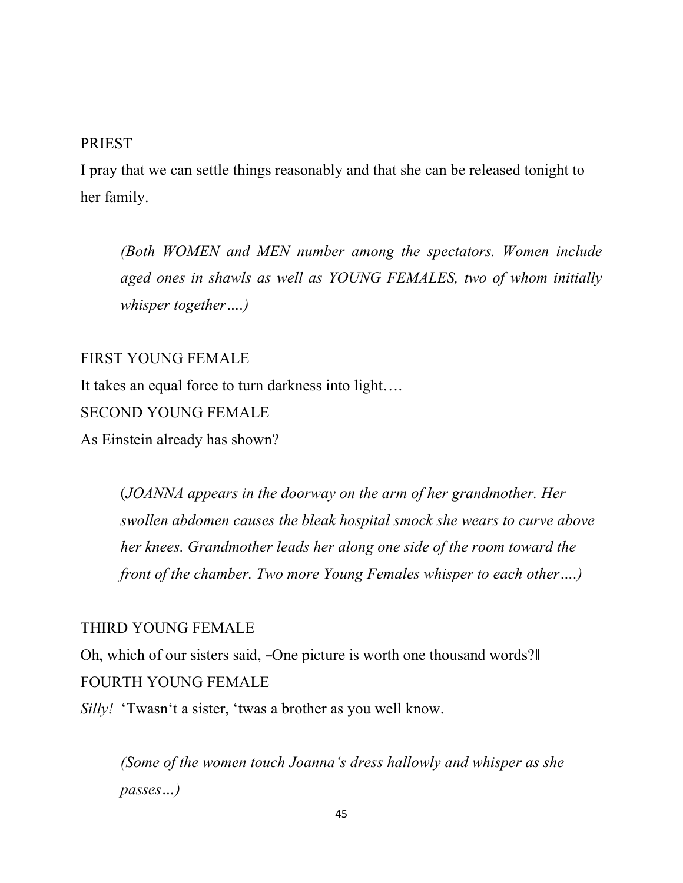PRIEST

I pray that we can settle things reasonably and that she can be released tonight to her family.

*(Both WOMEN and MEN number among the spectators. Women include aged ones in shawls as well as YOUNG FEMALES, two of whom initially whisper together….)*

FIRST YOUNG FEMALE

It takes an equal force to turn darkness into light….

SECOND YOUNG FEMALE

As Einstein already has shown?

*(JOANNA appears in the doorway on the arm of her grandmother. Her swollen abdomen causes the bleak hospital smock she wears to curve above her knees. Grandmother leads her along one side of the room toward the front of the chamber. Two more Young Females whisper to each other….)*

THIRD YOUNG FEMALE

Oh, which of our sisters said, ―One picture is worth one thousand words?‖

FOURTH YOUNG FEMALE

*Silly!* 'Twasn't a sister, 'twas a brother as you well know.

*(Some of the women touch Joanna's dress hallowly and whisper as she passes…)*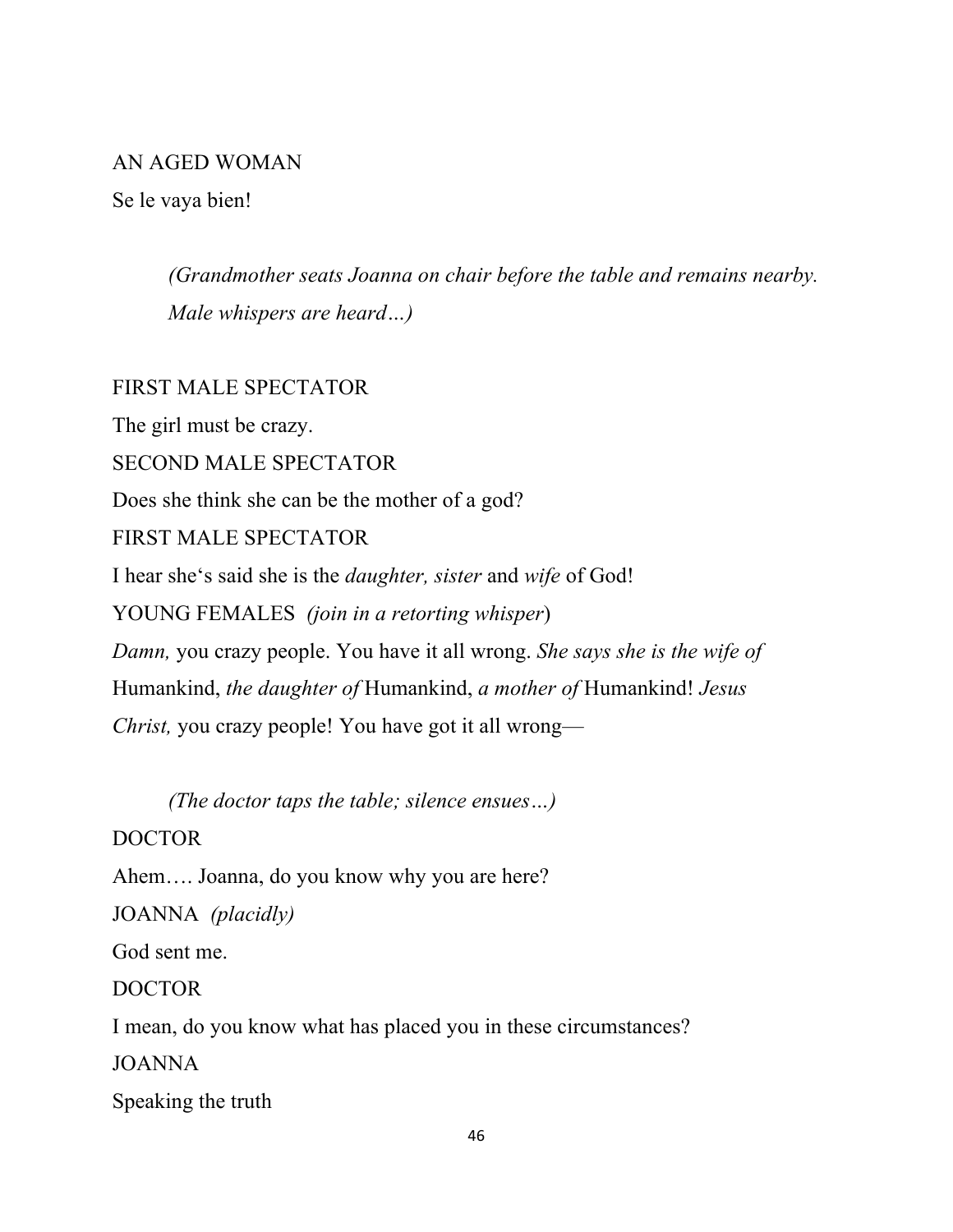AN AGED WOMAN

Se le vaya bien!

> *(Grandmother seats Joanna on chair before the table and remains nearby. Male whispers are heard…)*

FIRST MALE SPECTATOR

The girl must be crazy.

SECOND MALE SPECTATOR

Does she think she can be the mother of a god?

FIRST MALE SPECTATOR

I hear she's said she is the *daughter, sister* and *wife* of God!

YOUNG FEMALES *(join in a retorting whisper)*

*Damn,* you crazy people. You have it all wrong. *She says she is the wife of* Humankind, *the daughter of* Humankind, *a mother of* Humankind! *Jesus Christ,* you crazy people! You have got it all wrong—

> *(The doctor taps the table; silence ensues…)*

DOCTOR

Ahem…. Joanna, do you know why you are here?

JOANNA *(placidly)*

God sent me.

DOCTOR

I mean, do you know what has placed you in these circumstances?

JOANNA

Speaking the truth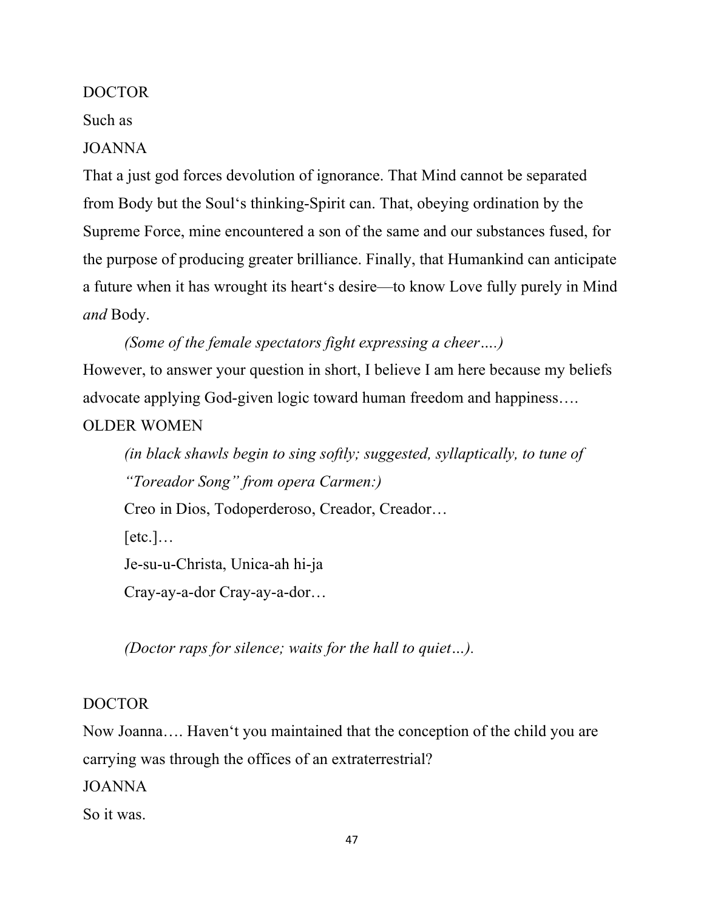DOCTOR

Such as

JOANNA

That a just god forces devolution of ignorance. That Mind cannot be separated from Body but the Soul's thinking-Spirit can. That, obeying ordination by the Supreme Force, mine encountered a son of the same and our substances fused, for the purpose of producing greater brilliance. Finally, that Humankind can anticipate a future when it has wrought its heart's desire—to know Love fully purely in Mind *and* Body.

> *(Some of the female spectators fight expressing a cheer….)*

However, to answer your question in short, I believe I am here because my beliefs advocate applying God-given logic toward human freedom and happiness….

OLDER WOMEN

> *(in black shawls begin to sing softly; suggested, syllaptically, to tune of "Toreador Song" from opera Carmen:)*
>
> Creo in Dios, Todoperderoso, Creador, Creador…
>
> [etc.]…
>
> Je-su-u-Christa, Unica-ah hi-ja
>
> Cray-ay-a-dor Cray-ay-a-dor…
>
> *(Doctor raps for silence; waits for the hall to quiet…).*

DOCTOR

Now Joanna…. Haven't you maintained that the conception of the child you are carrying was through the offices of an extraterrestrial?

JOANNA

So it was.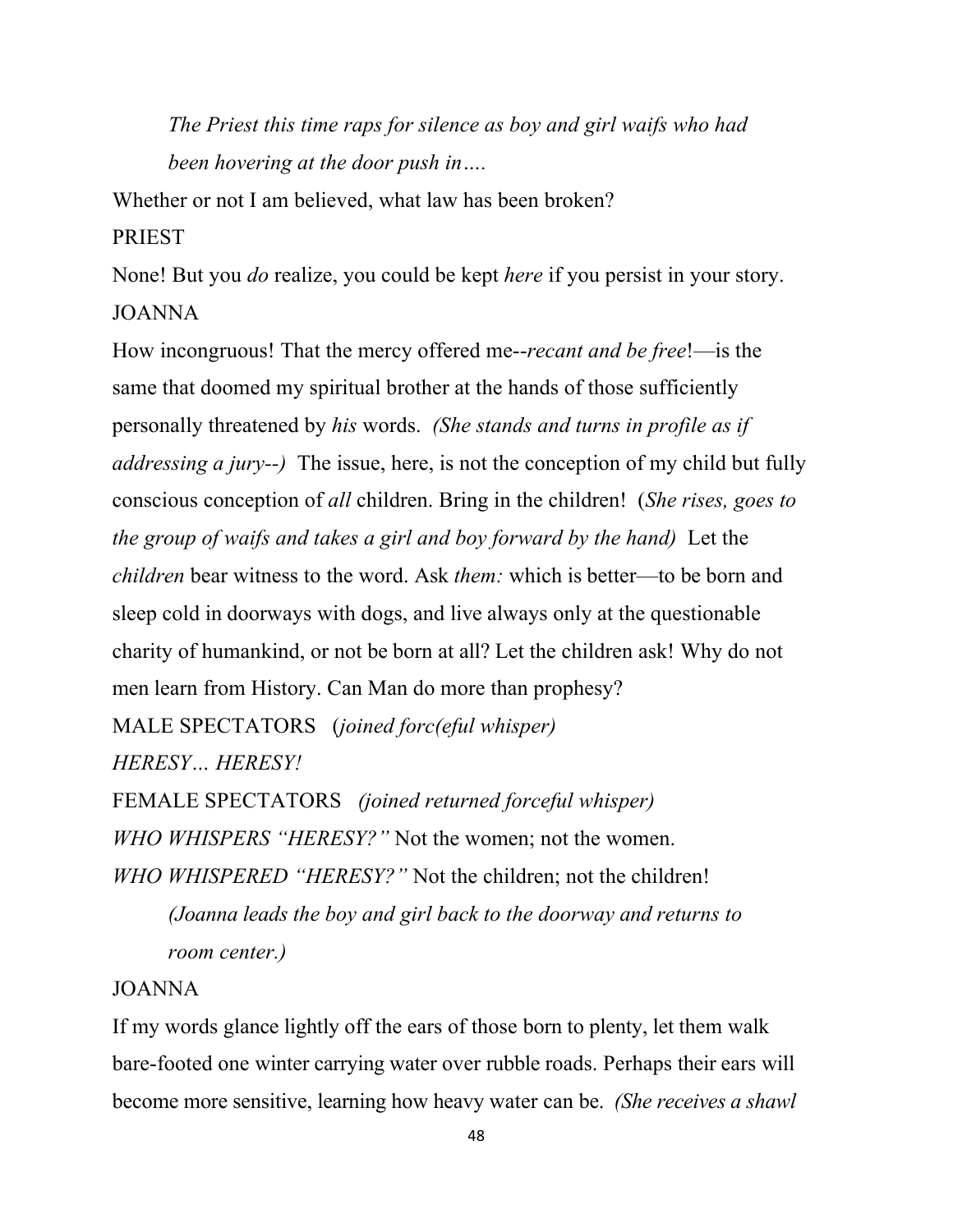*The Priest this time raps for silence as boy and girl waifs who had been hovering at the door push in….*

Whether or not I am believed, what law has been broken?

PRIEST

None! But you *do* realize, you could be kept *here* if you persist in your story.

JOANNA

How incongruous! That the mercy offered me--*recant and be free*!—is the same that doomed my spiritual brother at the hands of those sufficiently personally threatened by *his* words. *(She stands and turns in profile as if addressing a jury--)* The issue, here, is not the conception of my child but fully conscious conception of *all* children. Bring in the children! (*She rises, goes to the group of waifs and takes a girl and boy forward by the hand)* Let the *children* bear witness to the word. Ask *them:* which is better—to be born and sleep cold in doorways with dogs, and live always only at the questionable charity of humankind, or not be born at all? Let the children ask! Why do not men learn from History. Can Man do more than prophesy?

MALE SPECTATORS (*joined forc(eful whisper)*

*HERESY… HERESY!*

FEMALE SPECTATORS *(joined returned forceful whisper)*

*WHO WHISPERS "HERESY?"* Not the women; not the women.

*WHO WHISPERED "HERESY?"* Not the children; not the children!

*(Joanna leads the boy and girl back to the doorway and returns to room center.)*

JOANNA

If my words glance lightly off the ears of those born to plenty, let them walk bare-footed one winter carrying water over rubble roads. Perhaps their ears will become more sensitive, learning how heavy water can be. *(She receives a shawl*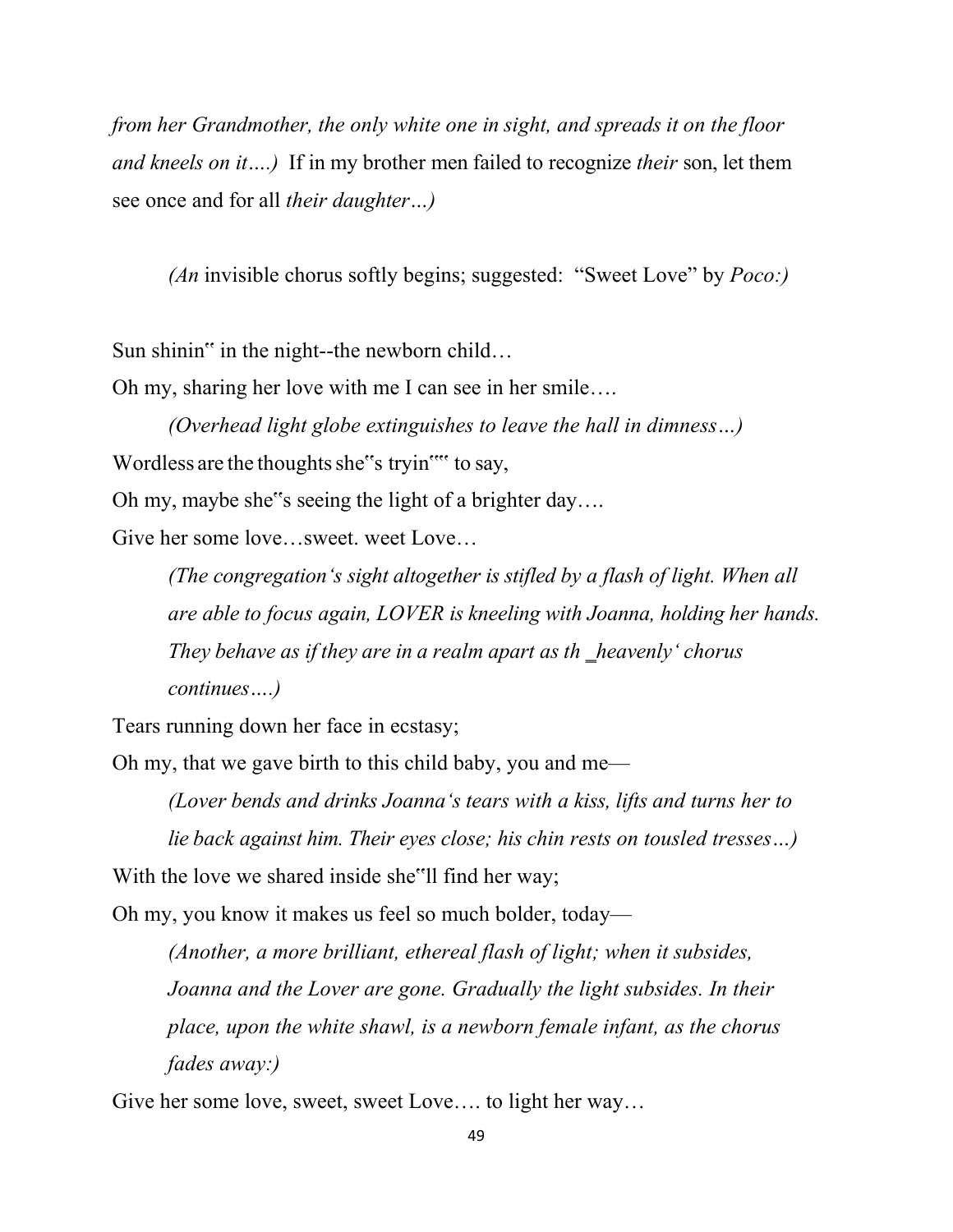*from her Grandmother, the only white one in sight, and spreads it on the floor and kneels on it….)* If in my brother men failed to recognize *their* son, let them see once and for all *their daughter…)*

*(An* invisible chorus softly begins; suggested: "Sweet Love" by *Poco:)*

Sun shinin‟ in the night--the newborn child…

Oh my, sharing her love with me I can see in her smile….

> *(Overhead light globe extinguishes to leave the hall in dimness…)*

Wordless are the thoughts she‟s tryin"" to say,

Oh my, maybe she‟s seeing the light of a brighter day….

Give her some love…sweet. weet Love…

> *(The congregation's sight altogether is stifled by a flash of light. When all are able to focus again, LOVER is kneeling with Joanna, holding her hands. They behave as if they are in a realm apart as th _heavenly' chorus continues….)*

Tears running down her face in ecstasy;

Oh my, that we gave birth to this child baby, you and me—

> *(Lover bends and drinks Joanna's tears with a kiss, lifts and turns her to lie back against him. Their eyes close; his chin rests on tousled tresses…)*

With the love we shared inside she‟ll find her way;

Oh my, you know it makes us feel so much bolder, today—

> *(Another, a more brilliant, ethereal flash of light; when it subsides, Joanna and the Lover are gone. Gradually the light subsides. In their place, upon the white shawl, is a newborn female infant, as the chorus fades away:)*

Give her some love, sweet, sweet Love…. to light her way…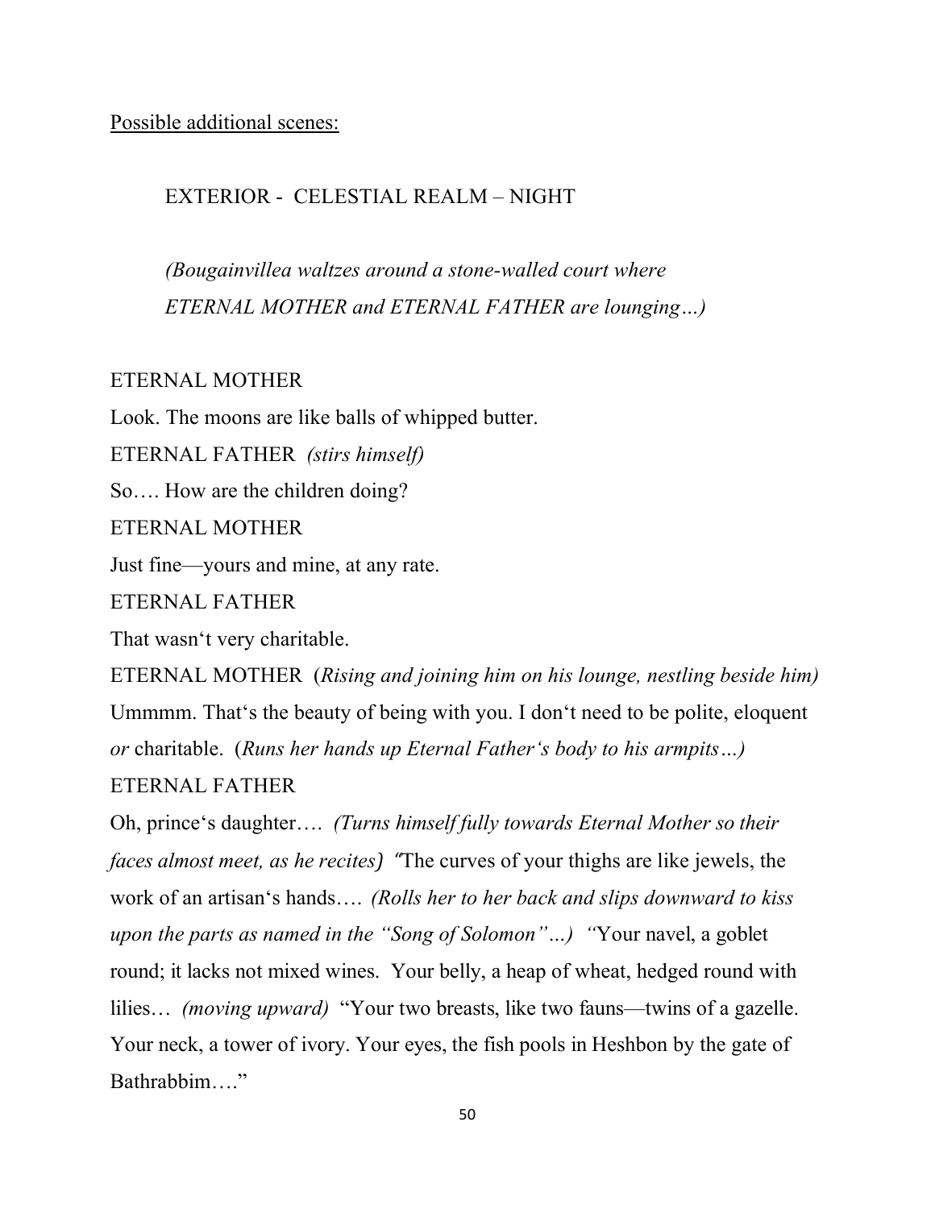<u>Possible additional scenes:</u>

EXTERIOR - CELESTIAL REALM – NIGHT

*(Bougainvillea waltzes around a stone-walled court where ETERNAL MOTHER and ETERNAL FATHER are lounging…)*

ETERNAL MOTHER

Look. The moons are like balls of whipped butter.

ETERNAL FATHER *(stirs himself)*

So…. How are the children doing?

ETERNAL MOTHER

Just fine—yours and mine, at any rate.

ETERNAL FATHER

That wasn't very charitable.

ETERNAL MOTHER (*Rising and joining him on his lounge, nestling beside him)*

Ummmm. That's the beauty of being with you. I don't need to be polite, eloquent *or* charitable. (*Runs her hands up Eternal Father's body to his armpits…)*

ETERNAL FATHER

Oh, prince's daughter…. *(Turns himself fully towards Eternal Mother so their faces almost meet, as he recites) "*The curves of your thighs are like jewels, the work of an artisan's hands…. *(Rolls her to her back and slips downward to kiss upon the parts as named in the "Song of Solomon"…) "*Your navel, a goblet round; it lacks not mixed wines. Your belly, a heap of wheat, hedged round with lilies… *(moving upward)* "Your two breasts, like two fauns—twins of a gazelle. Your neck, a tower of ivory. Your eyes, the fish pools in Heshbon by the gate of Bathrabbim…."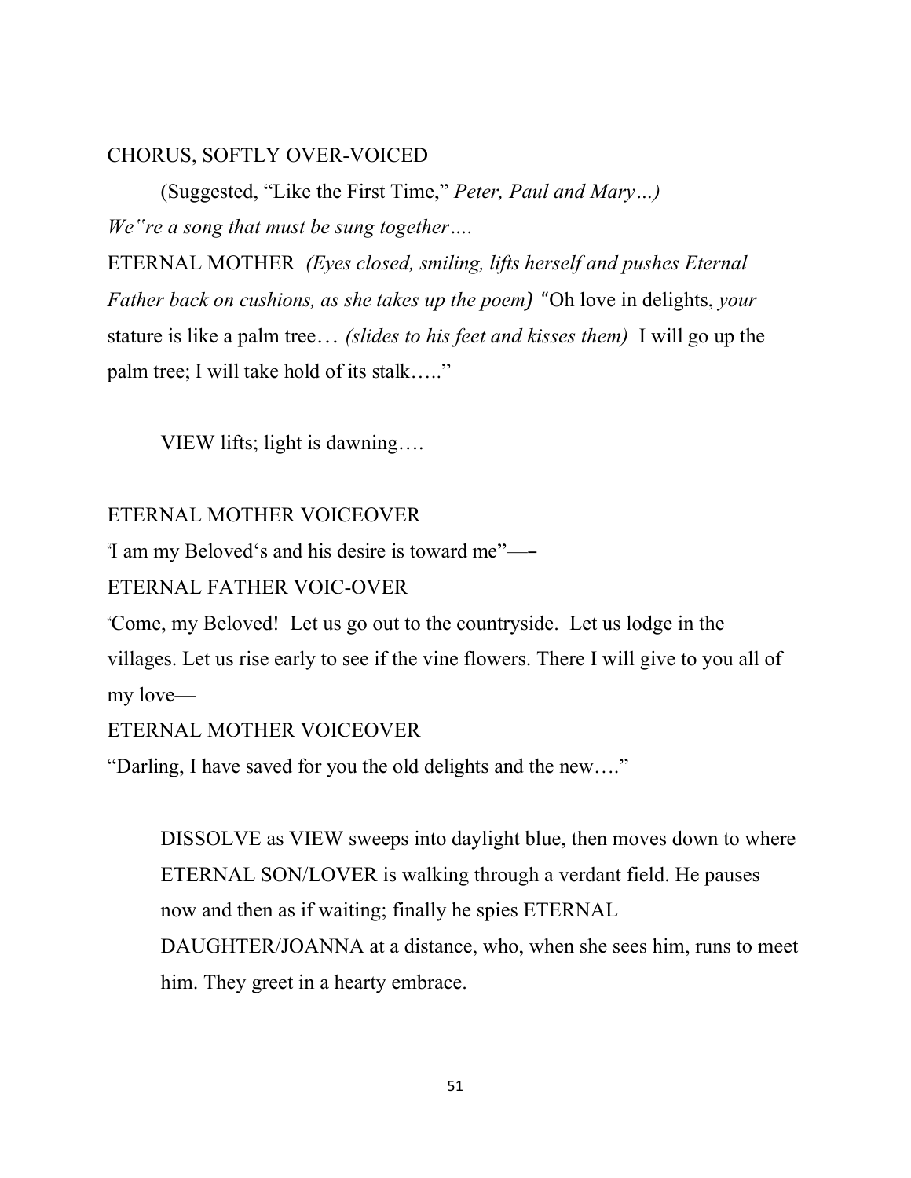CHORUS, SOFTLY OVER-VOICED

(Suggested, "Like the First Time," *Peter, Paul and Mary…)*

*We"re a song that must be sung together….*

ETERNAL MOTHER *(Eyes closed, smiling, lifts herself and pushes Eternal Father back on cushions, as she takes up the poem)* "Oh love in delights, *your* stature is like a palm tree… *(slides to his feet and kisses them)* I will go up the palm tree; I will take hold of its stalk….."

VIEW lifts; light is dawning….

ETERNAL MOTHER VOICEOVER

"I am my Beloved's and his desire is toward me"—–

ETERNAL FATHER VOIC-OVER

"Come, my Beloved! Let us go out to the countryside. Let us lodge in the villages. Let us rise early to see if the vine flowers. There I will give to you all of my love—

ETERNAL MOTHER VOICEOVER

"Darling, I have saved for you the old delights and the new…."

DISSOLVE as VIEW sweeps into daylight blue, then moves down to where ETERNAL SON/LOVER is walking through a verdant field. He pauses now and then as if waiting; finally he spies ETERNAL DAUGHTER/JOANNA at a distance, who, when she sees him, runs to meet him. They greet in a hearty embrace.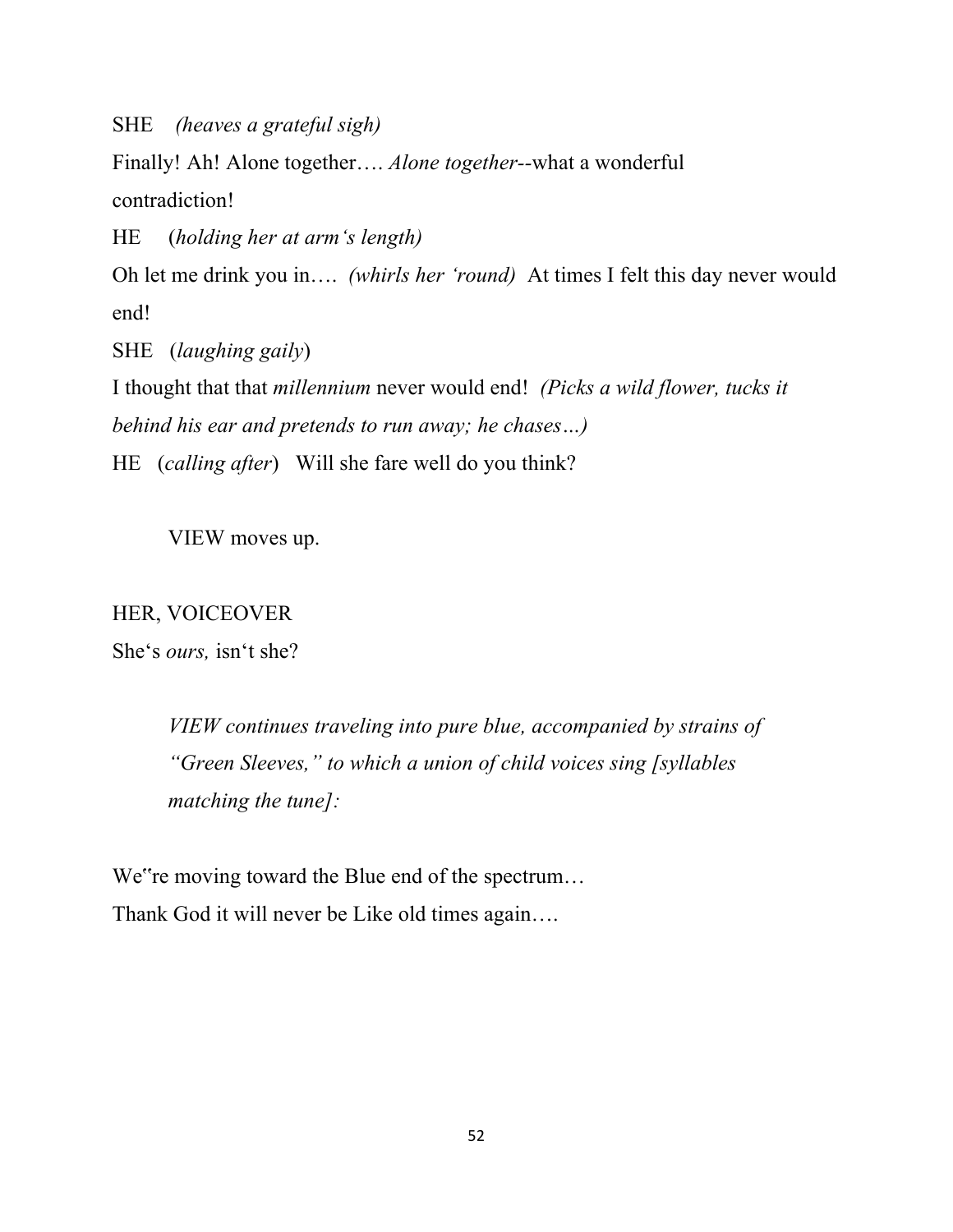SHE *(heaves a grateful sigh)*

Finally! Ah! Alone together…. *Alone together*--what a wonderful contradiction!

HE (*holding her at arm's length)*

Oh let me drink you in…. *(whirls her 'round)* At times I felt this day never would end!

SHE (*laughing gaily*)

I thought that that *millennium* never would end! *(Picks a wild flower, tucks it behind his ear and pretends to run away; he chases…)*

HE (*calling after*) Will she fare well do you think?

> VIEW moves up.

HER, VOICEOVER

She's *ours,* isn't she?

> *VIEW continues traveling into pure blue, accompanied by strains of "Green Sleeves," to which a union of child voices sing [syllables matching the tune]:*

We"re moving toward the Blue end of the spectrum…

Thank God it will never be Like old times again….